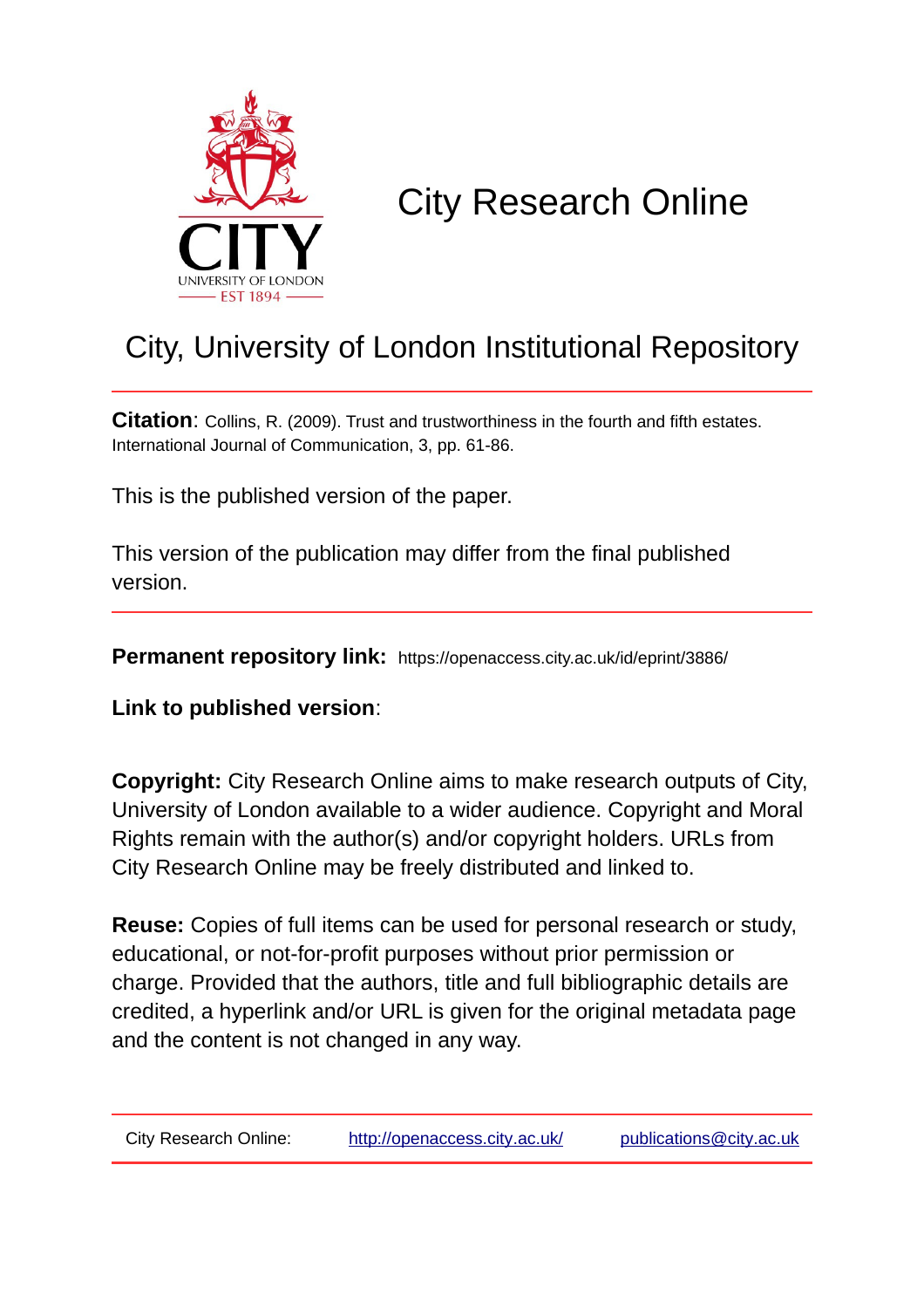# City Research Online

## City, University of London Institutional Repository

**Citation**: Collins, R. (2009). Trust and trustworthiness in the fourth and fifth estates. International Journal of Communication, 3, pp. 61-86.

This is the published version of the paper.

This version of the publication may differ from the final published version.

**Permanent repository link:** https://openaccess.city.ac.uk/id/eprint/3886/

**Link to published version**:

**Copyright:** City Research Online aims to make research outputs of City, University of London available to a wider audience. Copyright and Moral Rights remain with the author(s) and/or copyright holders. URLs from City Research Online may be freely distributed and linked to.

**Reuse:** Copies of full items can be used for personal research or study, educational, or not-for-profit purposes without prior permission or charge. Provided that the authors, title and full bibliographic details are credited, a hyperlink and/or URL is given for the original metadata page and the content is not changed in any way.

City Research Online: http://openaccess.city.ac.uk/ publications@city.ac.uk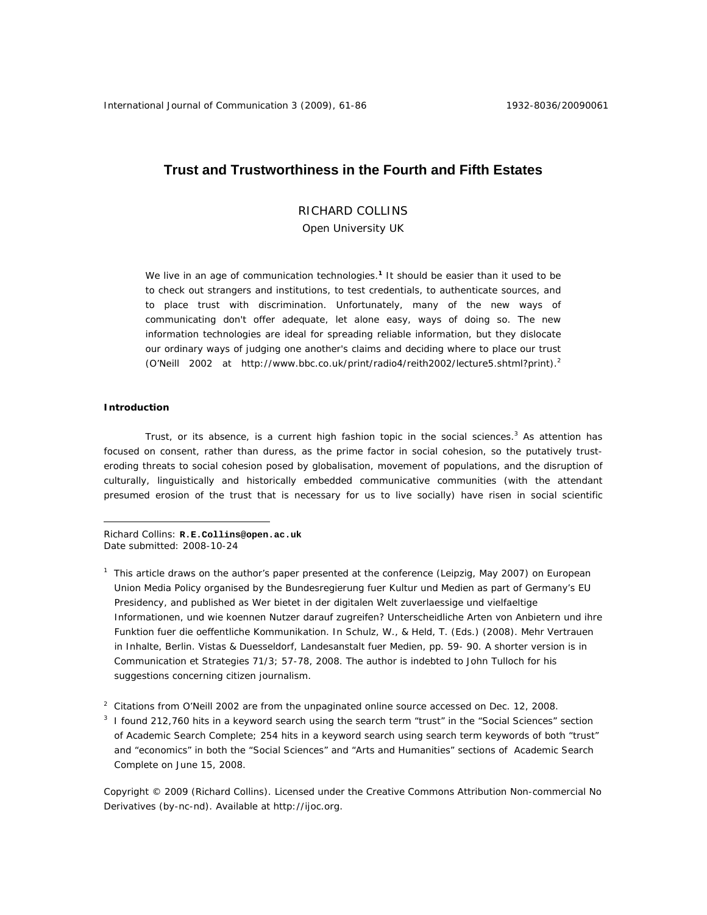# Trust and Trustworthiness in the Fourth and Fifth Estates

RICHARD COLLINS

Open University UK

> We live in an age of communication technologies.[1] It should be easier than it used to be to check out strangers and institutions, to test credentials, to authenticate sources, and to place trust with discrimination. Unfortunately, many of the new ways of communicating don't offer adequate, let alone easy, ways of doing so. The new information technologies are ideal for spreading reliable information, but they dislocate our ordinary ways of judging one another's claims and deciding where to place our trust (O'Neill 2002 at http://www.bbc.co.uk/print/radio4/reith2002/lecture5.shtml?print).[2]

**Introduction**

Trust, or its absence, is a current high fashion topic in the social sciences.[3] As attention has focused on consent, rather than duress, as the prime factor in social cohesion, so the putatively trust-eroding threats to social cohesion posed by globalisation, movement of populations, and the disruption of culturally, linguistically and historically embedded communicative communities (with the attendant presumed erosion of the trust that is necessary for us to live socially) have risen in social scientific

---

Richard Collins: **R.E.Collins@open.ac.uk**
Date submitted: 2008-10-24

[1] This article draws on the author's paper presented at the conference (Leipzig, May 2007) on European Union Media Policy organised by the Bundesregierung fuer Kultur und Medien as part of Germany's EU Presidency, and published as Wer bietet in der digitalen Welt zuverlaessige und vielfaeltige Informationen, und wie koennen Nutzer darauf zugreifen? Unterscheidliche Arten von Anbietern und ihre Funktion fuer die oeffentliche Kommunikation. In Schulz, W., & Held, T. (Eds.) (2008). Mehr Vertrauen in Inhalte, Berlin. Vistas & Duesseldorf, Landesanstalt fuer Medien, pp. 59- 90. A shorter version is in Communication et Strategies 71/3; 57-78, 2008. The author is indebted to John Tulloch for his suggestions concerning citizen journalism.

[2] Citations from O'Neill 2002 are from the unpaginated online source accessed on Dec. 12, 2008.

[3] I found 212,760 hits in a keyword search using the search term "trust" in the "Social Sciences" section of Academic Search Complete; 254 hits in a keyword search using search term keywords of both "trust" and "economics" in both the "Social Sciences" and "Arts and Humanities" sections of Academic Search Complete on June 15, 2008.

Copyright © 2009 (Richard Collins). Licensed under the Creative Commons Attribution Non-commercial No Derivatives (by-nc-nd). Available at http://ijoc.org.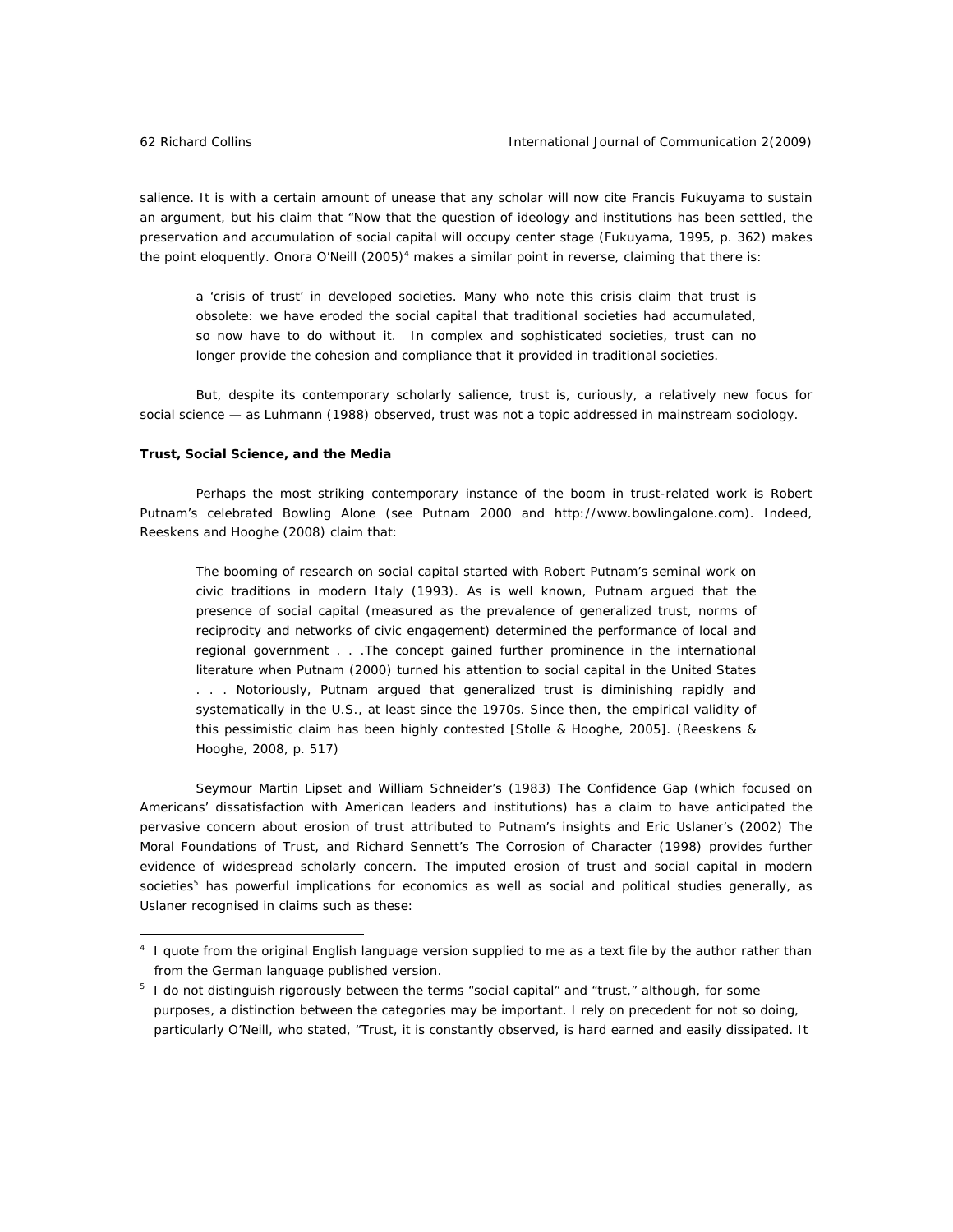salience. It is with a certain amount of unease that any scholar will now cite Francis Fukuyama to sustain an argument, but his claim that "Now that the question of ideology and institutions has been settled, the preservation and accumulation of social capital will occupy center stage (Fukuyama, 1995, p. 362) makes the point eloquently. Onora O'Neill (2005)[4] makes a similar point in reverse, claiming that there is:

> a 'crisis of trust' in developed societies. Many who note this crisis claim that trust is obsolete: we have eroded the social capital that traditional societies had accumulated, so now have to do without it. In complex and sophisticated societies, trust can no longer provide the cohesion and compliance that it provided in traditional societies.

But, despite its contemporary scholarly salience, trust is, curiously, a relatively new focus for social science — as Luhmann (1988) observed, trust was not a topic addressed in mainstream sociology.

**Trust, Social Science, and the Media**

Perhaps the most striking contemporary instance of the boom in trust-related work is Robert Putnam's celebrated Bowling Alone (see Putnam 2000 and http://www.bowlingalone.com). Indeed, Reeskens and Hooghe (2008) claim that:

> The booming of research on social capital started with Robert Putnam's seminal work on civic traditions in modern Italy (1993). As is well known, Putnam argued that the presence of social capital (measured as the prevalence of generalized trust, norms of reciprocity and networks of civic engagement) determined the performance of local and regional government . . .The concept gained further prominence in the international literature when Putnam (2000) turned his attention to social capital in the United States . . . Notoriously, Putnam argued that generalized trust is diminishing rapidly and systematically in the U.S., at least since the 1970s. Since then, the empirical validity of this pessimistic claim has been highly contested [Stolle & Hooghe, 2005]. (Reeskens & Hooghe, 2008, p. 517)

Seymour Martin Lipset and William Schneider's (1983) The Confidence Gap (which focused on Americans' dissatisfaction with American leaders and institutions) has a claim to have anticipated the pervasive concern about erosion of trust attributed to Putnam's insights and Eric Uslaner's (2002) The Moral Foundations of Trust, and Richard Sennett's The Corrosion of Character (1998) provides further evidence of widespread scholarly concern. The imputed erosion of trust and social capital in modern societies[5] has powerful implications for economics as well as social and political studies generally, as Uslaner recognised in claims such as these:

---

[4] I quote from the original English language version supplied to me as a text file by the author rather than from the German language published version.

[5] I do not distinguish rigorously between the terms "social capital" and "trust," although, for some purposes, a distinction between the categories may be important. I rely on precedent for not so doing, particularly O'Neill, who stated, "Trust, it is constantly observed, is hard earned and easily dissipated. It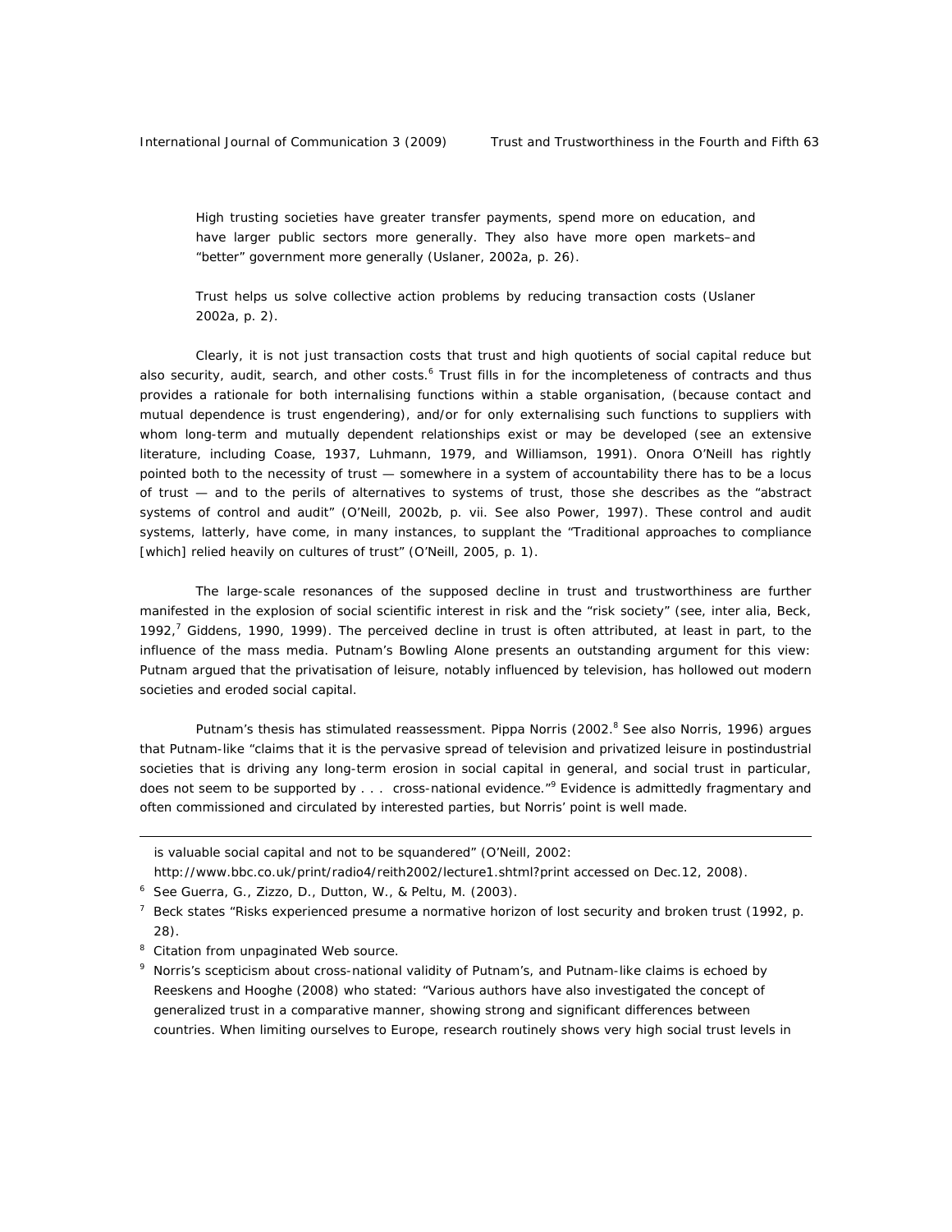> High trusting societies have greater transfer payments, spend more on education, and have larger public sectors more generally. They also have more open markets–and "better" government more generally (Uslaner, 2002a, p. 26).

> Trust helps us solve collective action problems by reducing transaction costs (Uslaner 2002a, p. 2).

Clearly, it is not just transaction costs that trust and high quotients of social capital reduce but also security, audit, search, and other costs.[6] Trust fills in for the incompleteness of contracts and thus provides a rationale for both internalising functions within a stable organisation, (because contact and mutual dependence is trust engendering), and/or for only externalising such functions to suppliers with whom long-term and mutually dependent relationships exist or may be developed (see an extensive literature, including Coase, 1937, Luhmann, 1979, and Williamson, 1991). Onora O'Neill has rightly pointed both to the necessity of trust — somewhere in a system of accountability there has to be a locus of trust — and to the perils of alternatives to systems of trust, those she describes as the "abstract systems of control and audit" (O'Neill, 2002b, p. vii. See also Power, 1997). These control and audit systems, latterly, have come, in many instances, to supplant the "Traditional approaches to compliance [which] relied heavily on cultures of trust" (O'Neill, 2005, p. 1).

The large-scale resonances of the supposed decline in trust and trustworthiness are further manifested in the explosion of social scientific interest in risk and the "risk society" (see, inter alia, Beck, 1992,[7] Giddens, 1990, 1999). The perceived decline in trust is often attributed, at least in part, to the influence of the mass media. Putnam's *Bowling Alone* presents an outstanding argument for this view: Putnam argued that the privatisation of leisure, notably influenced by television, has hollowed out modern societies and eroded social capital.

Putnam's thesis has stimulated reassessment. Pippa Norris (2002.[8] See also Norris, 1996) argues that Putnam-like "claims that it is the pervasive spread of television and privatized leisure in postindustrial societies that is driving any long-term erosion in social capital in general, and social trust in particular, does not seem to be supported by . . . cross-national evidence."[9] Evidence is admittedly fragmentary and often commissioned and circulated by interested parties, but Norris' point is well made.

---

is valuable social capital and not to be squandered" (O'Neill, 2002: http://www.bbc.co.uk/print/radio4/reith2002/lecture1.shtml?print accessed on Dec.12, 2008).

[6] See Guerra, G., Zizzo, D., Dutton, W., & Peltu, M. (2003).

[7] Beck states "Risks experienced presume a normative horizon of lost security and broken trust (1992, p. 28).

[8] Citation from unpaginated Web source.

[9] Norris's scepticism about cross-national validity of Putnam's, and Putnam-like claims is echoed by Reeskens and Hooghe (2008) who stated: "Various authors have also investigated the concept of generalized trust in a comparative manner, showing strong and significant differences between countries. When limiting ourselves to Europe, research routinely shows very high social trust levels in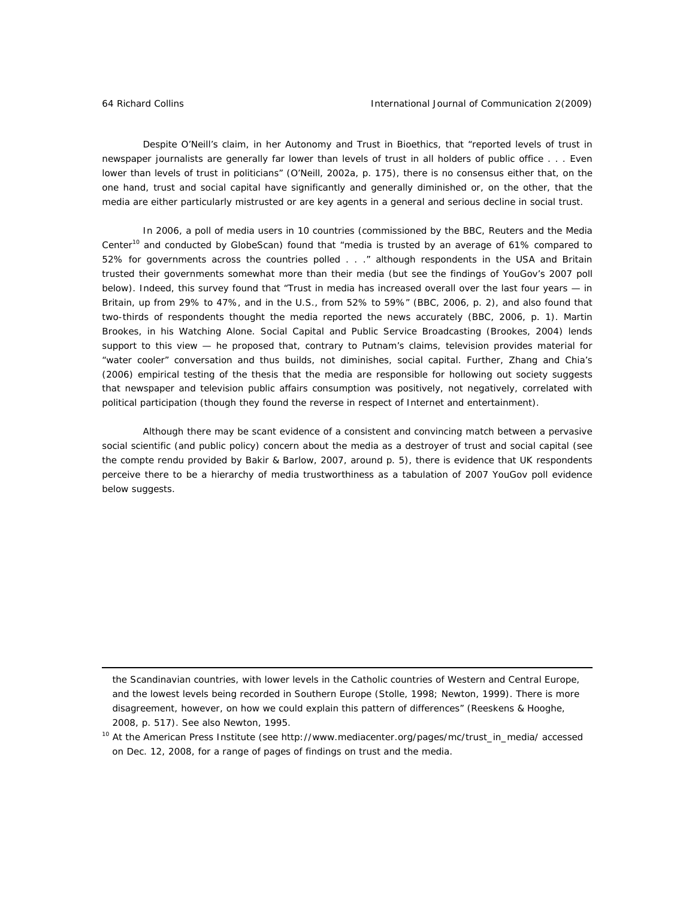Despite O'Neill's claim, in her *Autonomy and Trust in Bioethics*, that "reported levels of trust in newspaper journalists are generally far lower than levels of trust in all holders of public office . . . Even lower than levels of trust in politicians" (O'Neill, 2002a, p. 175), there is no consensus either that, on the one hand, trust and social capital have significantly and generally diminished or, on the other, that the media are either particularly mistrusted or are key agents in a general and serious decline in social trust.

In 2006, a poll of media users in 10 countries (commissioned by the BBC, Reuters and the Media Center[10] and conducted by GlobeScan) found that "media is trusted by an average of 61% compared to 52% for governments across the countries polled . . ." although respondents in the USA and Britain trusted their governments somewhat more than their media (but see the findings of YouGov's 2007 poll below). Indeed, this survey found that "Trust in media has increased overall over the last four years — in Britain, up from 29% to 47%, and in the U.S., from 52% to 59%" (BBC, 2006, p. 2), and also found that two-thirds of respondents thought the media reported the news accurately (BBC, 2006, p. 1). Martin Brookes, in his *Watching Alone. Social Capital and Public Service Broadcasting* (Brookes, 2004) lends support to this view — he proposed that, contrary to Putnam's claims, television provides material for "water cooler" conversation and thus builds, not diminishes, social capital. Further, Zhang and Chia's (2006) empirical testing of the thesis that the media are responsible for hollowing out society suggests that newspaper and television public affairs consumption was positively, not negatively, correlated with political participation (though they found the reverse in respect of Internet and entertainment).

Although there may be scant evidence of a consistent and convincing match between a pervasive social scientific (and public policy) concern about the media as a destroyer of trust and social capital (see the *compte rendu* provided by Bakir & Barlow, 2007, around p. 5), there is evidence that UK respondents perceive there to be a hierarchy of media trustworthiness as a tabulation of 2007 YouGov poll evidence below suggests.

---

the Scandinavian countries, with lower levels in the Catholic countries of Western and Central Europe, and the lowest levels being recorded in Southern Europe (Stolle, 1998; Newton, 1999). There is more disagreement, however, on how we could explain this pattern of differences" (Reeskens & Hooghe, 2008, p. 517). See also Newton, 1995.

[10] At the American Press Institute (see http://www.mediacenter.org/pages/mc/trust_in_media/ accessed on Dec. 12, 2008, for a range of pages of findings on trust and the media.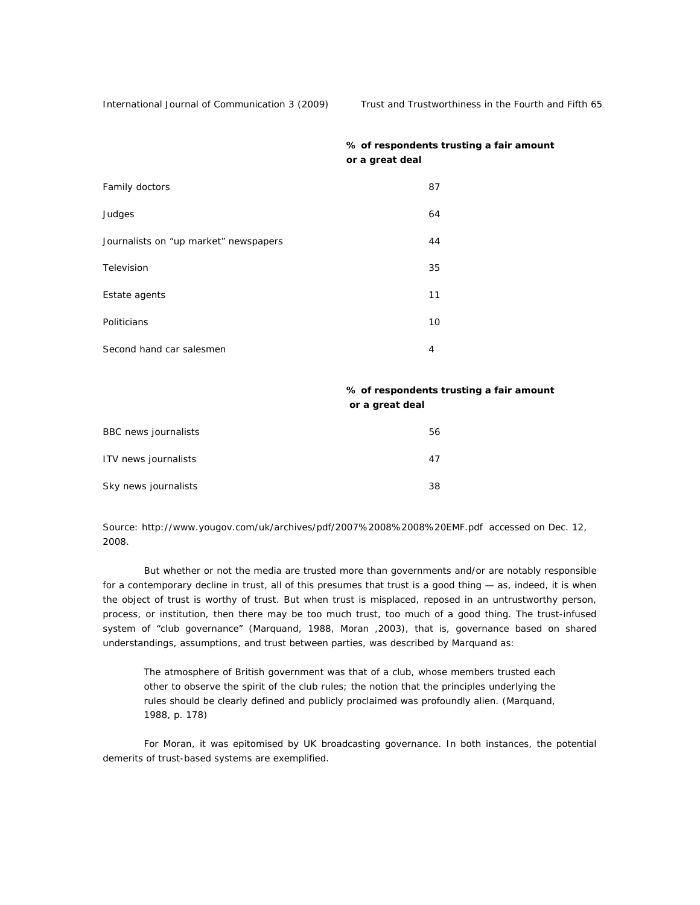| | % of respondents trusting a fair amount or a great deal |
|---|---|
| Family doctors | 87 |
| Judges | 64 |
| Journalists on "up market" newspapers | 44 |
| Television | 35 |
| Estate agents | 11 |
| Politicians | 10 |
| Second hand car salesmen | 4 |

| | % of respondents trusting a fair amount or a great deal |
|---|---|
| BBC news journalists | 56 |
| ITV news journalists | 47 |
| Sky news journalists | 38 |

Source: http://www.yougov.com/uk/archives/pdf/2007%2008%2008%20EMF.pdf accessed on Dec. 12, 2008.

But whether or not the media are trusted more than governments and/or are notably responsible for a contemporary decline in trust, all of this presumes that trust is a good thing — as, indeed, it is when the object of trust is worthy of trust. But when trust is misplaced, reposed in an untrustworthy person, process, or institution, then there may be too much trust, too much of a good thing. The trust-infused system of "club governance" (Marquand, 1988, Moran ,2003), that is, governance based on shared understandings, assumptions, and trust between parties, was described by Marquand as:

> The atmosphere of British government was that of a club, whose members trusted each other to observe the spirit of the club rules; the notion that the principles underlying the rules should be clearly defined and publicly proclaimed was profoundly alien. (Marquand, 1988, p. 178)

For Moran, it was epitomised by UK broadcasting governance. In both instances, the potential demerits of trust-based systems are exemplified.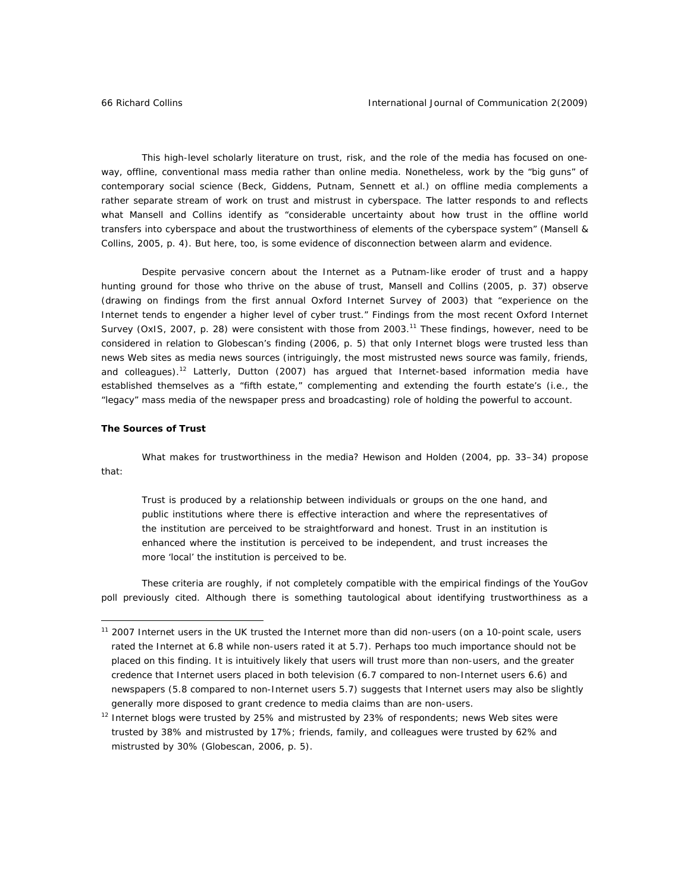This high-level scholarly literature on trust, risk, and the role of the media has focused on one-way, offline, conventional mass media rather than online media. Nonetheless, work by the "big guns" of contemporary social science (Beck, Giddens, Putnam, Sennett et al.) on offline media complements a rather separate stream of work on trust and mistrust in cyberspace. The latter responds to and reflects what Mansell and Collins identify as "considerable uncertainty about how trust in the offline world transfers into cyberspace and about the trustworthiness of elements of the cyberspace system" (Mansell & Collins, 2005, p. 4). But here, too, is some evidence of disconnection between alarm and evidence.

Despite pervasive concern about the Internet as a Putnam-like eroder of trust and a happy hunting ground for those who thrive on the abuse of trust, Mansell and Collins (2005, p. 37) observe (drawing on findings from the first annual Oxford Internet Survey of 2003) that "experience on the Internet tends to engender a higher level of cyber trust." Findings from the most recent Oxford Internet Survey (OxIS, 2007, p. 28) were consistent with those from 2003.[11] These findings, however, need to be considered in relation to Globescan's finding (2006, p. 5) that only Internet blogs were trusted less than news Web sites as media news sources (intriguingly, the most mistrusted news source was family, friends, and colleagues).[12] Latterly, Dutton (2007) has argued that Internet-based information media have established themselves as a "fifth estate," complementing and extending the fourth estate's (i.e., the "legacy" mass media of the newspaper press and broadcasting) role of holding the powerful to account.

**The Sources of Trust**

What makes for trustworthiness in the media? Hewison and Holden (2004, pp. 33–34) propose that:

> Trust is produced by a relationship between individuals or groups on the one hand, and public institutions where there is effective interaction and where the representatives of the institution are perceived to be straightforward and honest. Trust in an institution is enhanced where the institution is perceived to be independent, and trust increases the more 'local' the institution is perceived to be.

These criteria are roughly, if not completely compatible with the empirical findings of the YouGov poll previously cited. Although there is something tautological about identifying trustworthiness as a

---

[11] 2007 Internet users in the UK trusted the Internet more than did non-users (on a 10-point scale, users rated the Internet at 6.8 while non-users rated it at 5.7). Perhaps too much importance should not be placed on this finding. It is intuitively likely that users will trust more than non-users, and the greater credence that Internet users placed in both television (6.7 compared to non-Internet users 6.6) and newspapers (5.8 compared to non-Internet users 5.7) suggests that Internet users may also be slightly generally more disposed to grant credence to media claims than are non-users.

[12] Internet blogs were trusted by 25% and mistrusted by 23% of respondents; news Web sites were trusted by 38% and mistrusted by 17%; friends, family, and colleagues were trusted by 62% and mistrusted by 30% (Globescan, 2006, p. 5).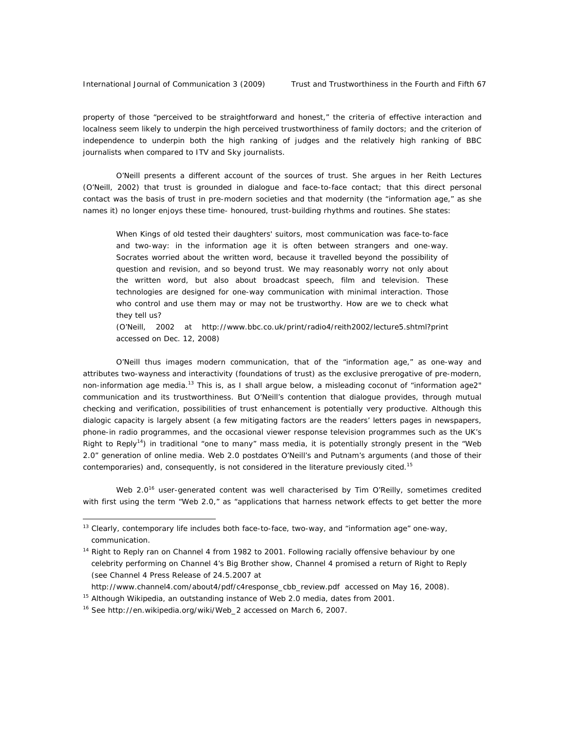property of those "perceived to be straightforward and honest," the criteria of effective interaction and localness seem likely to underpin the high perceived trustworthiness of family doctors; and the criterion of independence to underpin both the high ranking of judges and the relatively high ranking of BBC journalists when compared to ITV and Sky journalists.

O'Neill presents a different account of the sources of trust. She argues in her Reith Lectures (O'Neill, 2002) that trust is grounded in dialogue and face-to-face contact; that this direct personal contact was the basis of trust in pre-modern societies and that modernity (the "information age," as she names it) no longer enjoys these time- honoured, trust-building rhythms and routines. She states:

> When Kings of old tested their daughters' suitors, most communication was face-to-face and two-way: in the information age it is often between strangers and one-way. Socrates worried about the written word, because it travelled beyond the possibility of question and revision, and so beyond trust. We may reasonably worry not only about the written word, but also about broadcast speech, film and television. These technologies are designed for one-way communication with minimal interaction. Those who control and use them may or may not be trustworthy. How are we to check what they tell us?
> (O'Neill, 2002 at http://www.bbc.co.uk/print/radio4/reith2002/lecture5.shtml?print accessed on Dec. 12, 2008)

O'Neill thus images modern communication, that of the "information age," as one-way and attributes two-wayness and interactivity (foundations of trust) as the exclusive prerogative of pre-modern, non-information age media.[13] This is, as I shall argue below, a misleading coconut of "information age2" communication and its trustworthiness. But O'Neill's contention that dialogue provides, through mutual checking and verification, possibilities of trust enhancement is potentially very productive. Although this dialogic capacity is largely absent (a few mitigating factors are the readers' letters pages in newspapers, phone-in radio programmes, and the occasional viewer response television programmes such as the UK's Right to Reply[14]) in traditional "one to many" mass media, it is potentially strongly present in the "Web 2.0" generation of online media. Web 2.0 postdates O'Neill's and Putnam's arguments (and those of their contemporaries) and, consequently, is not considered in the literature previously cited.[15]

Web 2.0[16] user-generated content was well characterised by Tim O'Reilly, sometimes credited with first using the term "Web 2.0," as "applications that harness network effects to get better the more

---

[13] Clearly, contemporary life includes both face-to-face, two-way, and "information age" one-way, communication.

[14] Right to Reply ran on Channel 4 from 1982 to 2001. Following racially offensive behaviour by one celebrity performing on Channel 4's Big Brother show, Channel 4 promised a return of Right to Reply (see Channel 4 Press Release of 24.5.2007 at http://www.channel4.com/about4/pdf/c4response_cbb_review.pdf accessed on May 16, 2008).

[15] Although Wikipedia, an outstanding instance of Web 2.0 media, dates from 2001.

[16] See http://en.wikipedia.org/wiki/Web_2 accessed on March 6, 2007.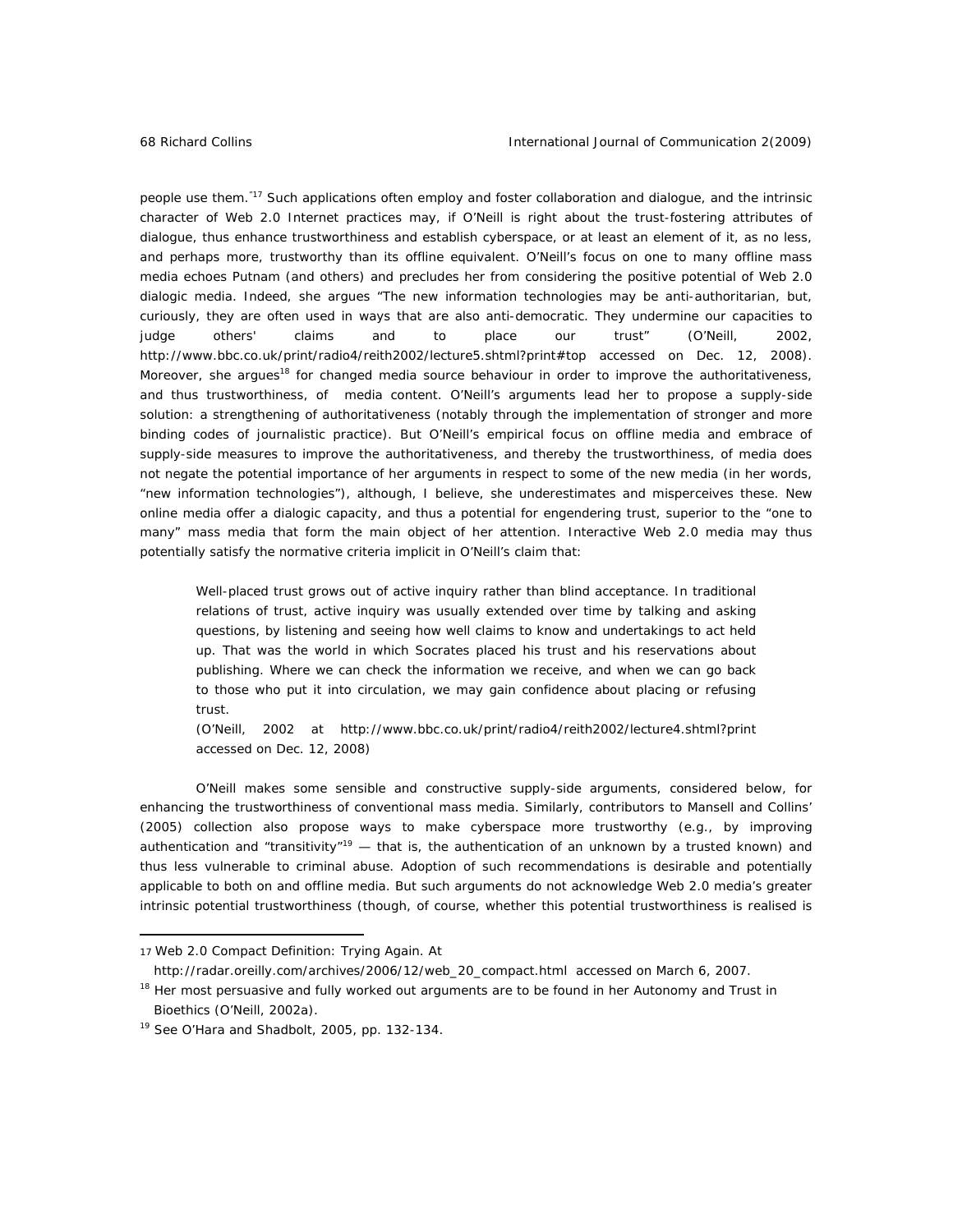people use them."[17] Such applications often employ and foster collaboration and dialogue, and the intrinsic character of Web 2.0 Internet practices may, if O'Neill is right about the trust-fostering attributes of dialogue, thus enhance trustworthiness and establish cyberspace, or at least an element of it, as no less, and perhaps more, trustworthy than its offline equivalent. O'Neill's focus on one to many offline mass media echoes Putnam (and others) and precludes her from considering the positive potential of Web 2.0 dialogic media. Indeed, she argues "The new information technologies may be anti-authoritarian, but, curiously, they are often used in ways that are also anti-democratic. They undermine our capacities to judge others' claims and to place our trust" (O'Neill, 2002, http://www.bbc.co.uk/print/radio4/reith2002/lecture5.shtml?print#top accessed on Dec. 12, 2008). Moreover, she argues[18] for changed media source behaviour in order to improve the authoritativeness, and thus trustworthiness, of media content. O'Neill's arguments lead her to propose a supply-side solution: a strengthening of authoritativeness (notably through the implementation of stronger and more binding codes of journalistic practice). But O'Neill's empirical focus on offline media and embrace of supply-side measures to improve the authoritativeness, and thereby the trustworthiness, of media does not negate the potential importance of her arguments in respect to some of the new media (in her words, "new information technologies"), although, I believe, she underestimates and misperceives these. New online media offer a dialogic capacity, and thus a potential for engendering trust, superior to the "one to many" mass media that form the main object of her attention. Interactive Web 2.0 media may thus potentially satisfy the normative criteria implicit in O'Neill's claim that:

> Well-placed trust grows out of active inquiry rather than blind acceptance. In traditional relations of trust, active inquiry was usually extended over time by talking and asking questions, by listening and seeing how well claims to know and undertakings to act held up. That was the world in which Socrates placed his trust and his reservations about publishing. Where we can check the information we receive, and when we can go back to those who put it into circulation, we may gain confidence about placing or refusing trust.
>
> (O'Neill, 2002 at http://www.bbc.co.uk/print/radio4/reith2002/lecture4.shtml?print accessed on Dec. 12, 2008)

O'Neill makes some sensible and constructive supply-side arguments, considered below, for enhancing the trustworthiness of conventional mass media. Similarly, contributors to Mansell and Collins' (2005) collection also propose ways to make cyberspace more trustworthy (e.g., by improving authentication and "transitivity"[19] — that is, the authentication of an unknown by a trusted known) and thus less vulnerable to criminal abuse. Adoption of such recommendations is desirable and potentially applicable to both on and offline media. But such arguments do not acknowledge Web 2.0 media's greater intrinsic potential trustworthiness (though, of course, whether this potential trustworthiness is realised is

---

[17] Web 2.0 Compact Definition: Trying Again. At http://radar.oreilly.com/archives/2006/12/web_20_compact.html accessed on March 6, 2007.

[18] Her most persuasive and fully worked out arguments are to be found in her Autonomy and Trust in Bioethics (O'Neill, 2002a).

[19] See O'Hara and Shadbolt, 2005, pp. 132-134.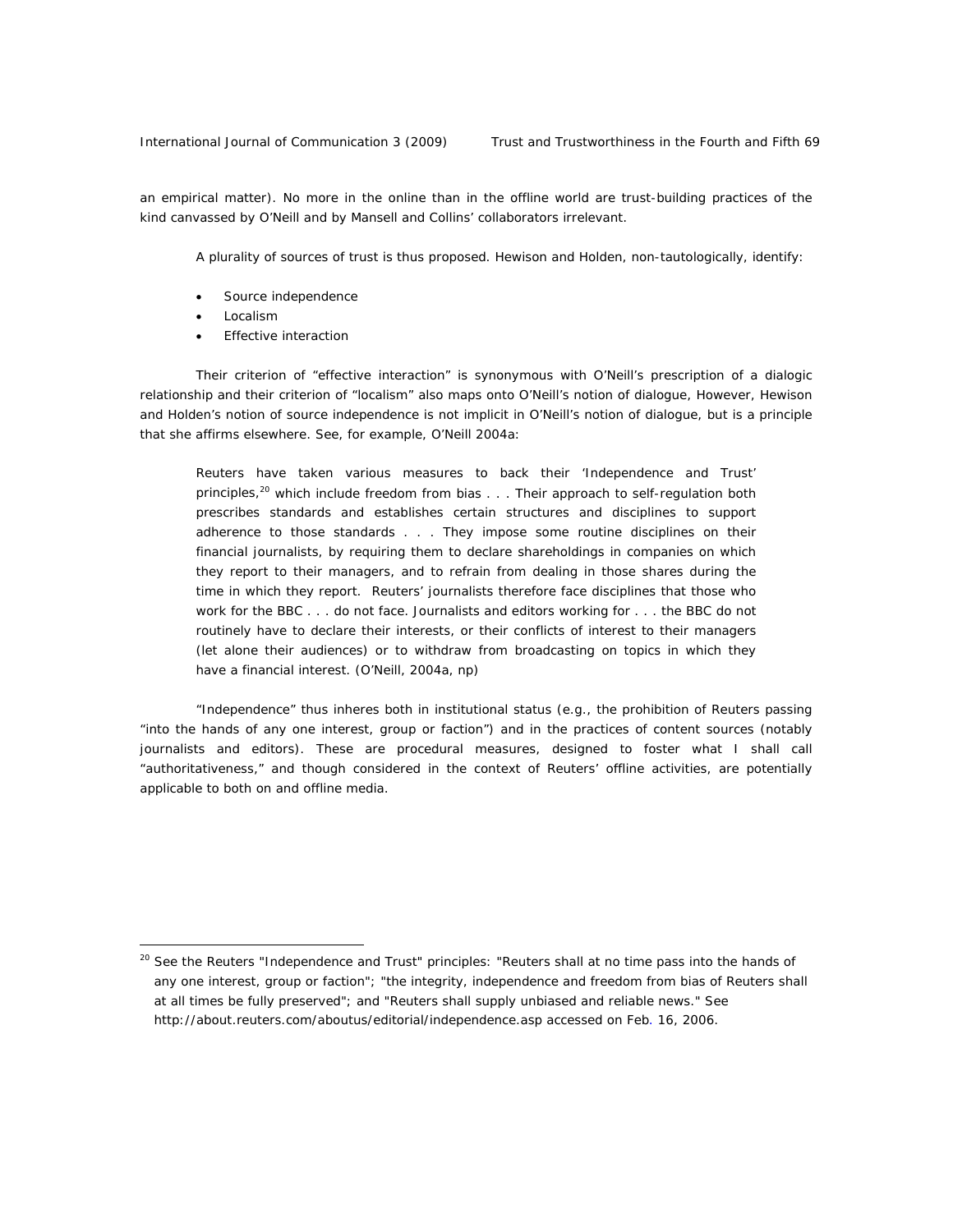an empirical matter). No more in the online than in the offline world are trust-building practices of the kind canvassed by O'Neill and by Mansell and Collins' collaborators irrelevant.

A plurality of sources of trust is thus proposed. Hewison and Holden, non-tautologically, identify:

- Source independence
- Localism
- Effective interaction

Their criterion of "effective interaction" is synonymous with O'Neill's prescription of a dialogic relationship and their criterion of "localism" also maps onto O'Neill's notion of dialogue, However, Hewison and Holden's notion of source independence is not implicit in O'Neill's notion of dialogue, but is a principle that she affirms elsewhere. See, for example, O'Neill 2004a:

> Reuters have taken various measures to back their 'Independence and Trust' principles,[20] which include freedom from bias . . . Their approach to self-regulation both prescribes standards and establishes certain structures and disciplines to support adherence to those standards . . . They impose some routine disciplines on their financial journalists, by requiring them to declare shareholdings in companies on which they report to their managers, and to refrain from dealing in those shares during the time in which they report. Reuters' journalists therefore face disciplines that those who work for the BBC . . . do not face. Journalists and editors working for . . . the BBC do not routinely have to declare their interests, or their conflicts of interest to their managers (let alone their audiences) or to withdraw from broadcasting on topics in which they have a financial interest. (O'Neill, 2004a, np)

"Independence" thus inheres both in institutional status (e.g., the prohibition of Reuters passing "into the hands of any one interest, group or faction") and in the practices of content sources (notably journalists and editors). These are procedural measures, designed to foster what I shall call "authoritativeness," and though considered in the context of Reuters' offline activities, are potentially applicable to both on and offline media.

---

[20] See the Reuters "Independence and Trust" principles: "Reuters shall at no time pass into the hands of any one interest, group or faction"; "the integrity, independence and freedom from bias of Reuters shall at all times be fully preserved"; and "Reuters shall supply unbiased and reliable news." See http://about.reuters.com/aboutus/editorial/independence.asp accessed on Feb. 16, 2006.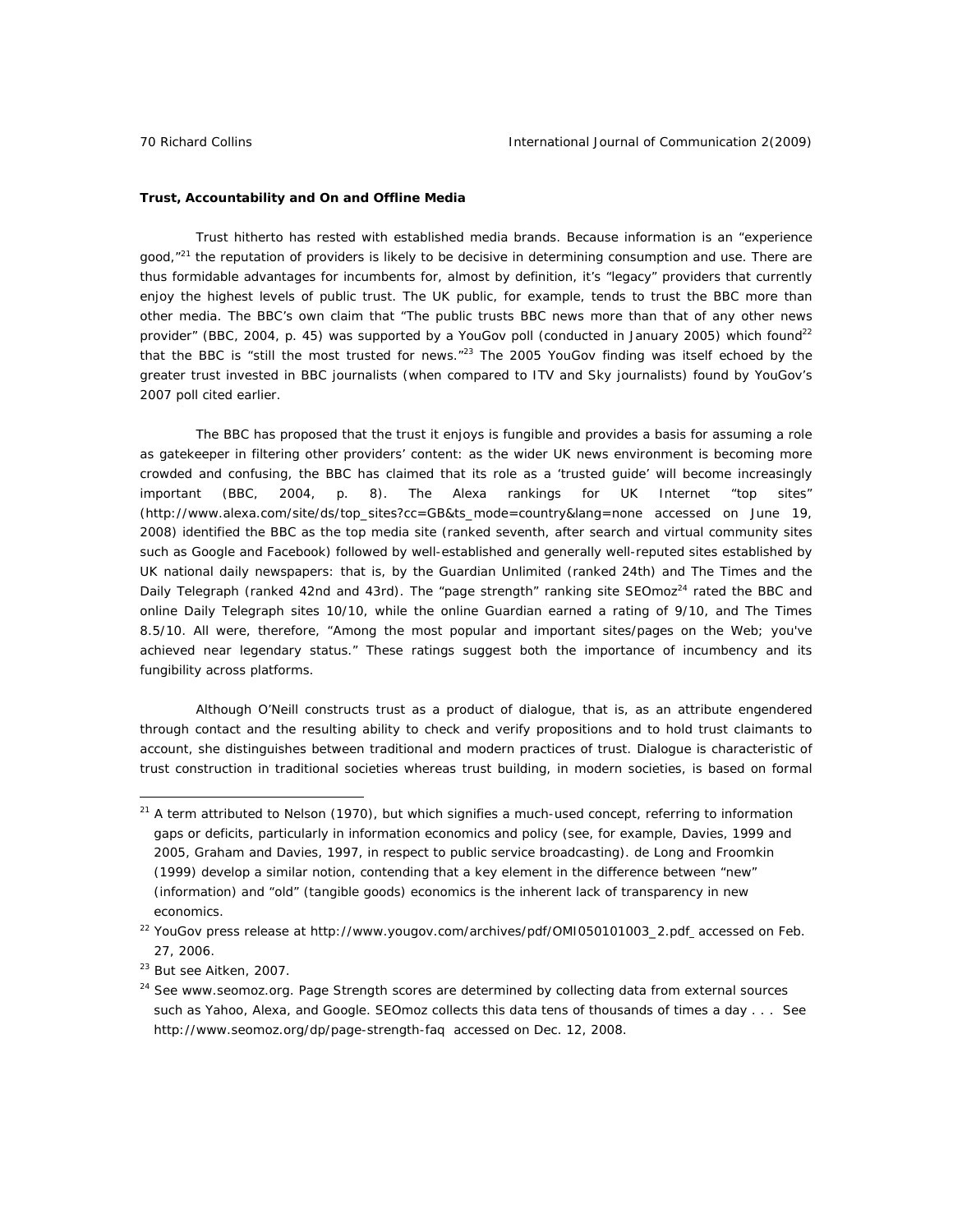**Trust, Accountability and On and Offline Media**

Trust hitherto has rested with established media brands. Because information is an "experience good,"[21] the reputation of providers is likely to be decisive in determining consumption and use. There are thus formidable advantages for incumbents for, almost by definition, it's "legacy" providers that currently enjoy the highest levels of public trust. The UK public, for example, tends to trust the BBC more than other media. The BBC's own claim that "The public trusts BBC news more than that of any other news provider" (BBC, 2004, p. 45) was supported by a YouGov poll (conducted in January 2005) which found[22] that the BBC is "still the most trusted for news."[23] The 2005 YouGov finding was itself echoed by the greater trust invested in BBC journalists (when compared to ITV and Sky journalists) found by YouGov's 2007 poll cited earlier.

The BBC has proposed that the trust it enjoys is fungible and provides a basis for assuming a role as gatekeeper in filtering other providers' content: as the wider UK news environment is becoming more crowded and confusing, the BBC has claimed that its role as a 'trusted guide' will become increasingly important (BBC, 2004, p. 8). The Alexa rankings for UK Internet "top sites" (http://www.alexa.com/site/ds/top_sites?cc=GB&ts_mode=country&lang=none accessed on June 19, 2008) identified the BBC as the top media site (ranked seventh, after search and virtual community sites such as Google and Facebook) followed by well-established and generally well-reputed sites established by UK national daily newspapers: that is, by the Guardian Unlimited (ranked 24th) and The Times and the Daily Telegraph (ranked 42nd and 43rd). The "page strength" ranking site SEOmoz[24] rated the BBC and online Daily Telegraph sites 10/10, while the online Guardian earned a rating of 9/10, and The Times 8.5/10. All were, therefore, "Among the most popular and important sites/pages on the Web; you've achieved near legendary status." These ratings suggest both the importance of incumbency and its fungibility across platforms.

Although O'Neill constructs trust as a product of dialogue, that is, as an attribute engendered through contact and the resulting ability to check and verify propositions and to hold trust claimants to account, she distinguishes between traditional and modern practices of trust. Dialogue is characteristic of trust construction in traditional societies whereas trust building, in modern societies, is based on formal

---

[21] A term attributed to Nelson (1970), but which signifies a much-used concept, referring to information gaps or deficits, particularly in information economics and policy (see, for example, Davies, 1999 and 2005, Graham and Davies, 1997, in respect to public service broadcasting). de Long and Froomkin (1999) develop a similar notion, contending that a key element in the difference between "new" (information) and "old" (tangible goods) economics is the inherent lack of transparency in new economics.

[22] YouGov press release at http://www.yougov.com/archives/pdf/OMI050101003_2.pdf_ accessed on Feb. 27, 2006.

[23] But see Aitken, 2007.

[24] See www.seomoz.org. Page Strength scores are determined by collecting data from external sources such as Yahoo, Alexa, and Google. SEOmoz collects this data tens of thousands of times a day . . . See http://www.seomoz.org/dp/page-strength-faq accessed on Dec. 12, 2008.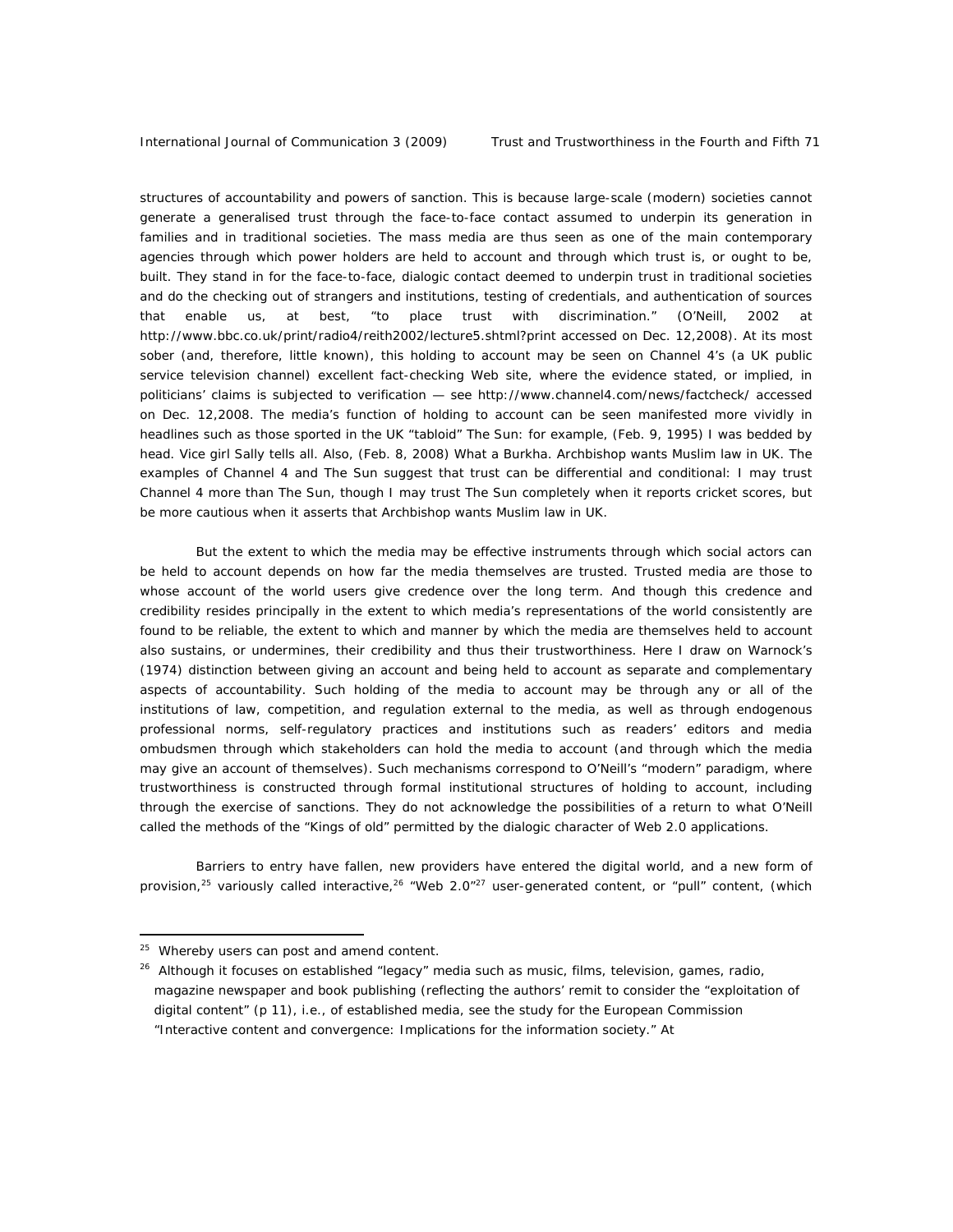structures of accountability and powers of sanction. This is because large-scale (modern) societies cannot generate a generalised trust through the face-to-face contact assumed to underpin its generation in families and in traditional societies. The mass media are thus seen as one of the main contemporary agencies through which power holders are held to account and through which trust is, or ought to be, built. They stand in for the face-to-face, dialogic contact deemed to underpin trust in traditional societies and do the checking out of strangers and institutions, testing of credentials, and authentication of sources that enable us, at best, "to place trust with discrimination." (O'Neill, 2002 at http://www.bbc.co.uk/print/radio4/reith2002/lecture5.shtml?print accessed on Dec. 12,2008). At its most sober (and, therefore, little known), this holding to account may be seen on Channel 4's (a UK public service television channel) excellent fact-checking Web site, where the evidence stated, or implied, in politicians' claims is subjected to verification — see http://www.channel4.com/news/factcheck/ accessed on Dec. 12,2008. The media's function of holding to account can be seen manifested more vividly in headlines such as those sported in the UK "tabloid" The Sun: for example, (Feb. 9, 1995) *I was bedded by head. Vice girl Sally tells all*. Also, (Feb. 8, 2008) *What a Burkha. Archbishop wants Muslim law in UK*. The examples of Channel 4 and The Sun suggest that trust can be differential and conditional: I may trust Channel 4 more than The Sun, though I may trust The Sun completely when it reports cricket scores, but be more cautious when it asserts that Archbishop wants Muslim law in UK.

But the extent to which the media may be effective instruments through which social actors can be held to account depends on how far the media themselves are trusted. Trusted media are those to whose account of the world users give credence over the long term. And though this credence and credibility resides principally in the extent to which media's representations of the world consistently are found to be reliable, the extent to which and manner by which the media are themselves held to account also sustains, or undermines, their credibility and thus their trustworthiness. Here I draw on Warnock's (1974) distinction between giving an account and being held to account as separate and complementary aspects of accountability. Such holding of the media to account may be through any or all of the institutions of law, competition, and regulation external to the media, as well as through endogenous professional norms, self-regulatory practices and institutions such as readers' editors and media ombudsmen through which stakeholders can hold the media to account (and through which the media may give an account of themselves). Such mechanisms correspond to O'Neill's "modern" paradigm, where trustworthiness is constructed through formal institutional structures of holding to account, including through the exercise of sanctions. They do not acknowledge the possibilities of a return to what O'Neill called the methods of the "Kings of old" permitted by the dialogic character of Web 2.0 applications.

Barriers to entry have fallen, new providers have entered the digital world, and a new form of provision,[25] variously called interactive,[26] "Web 2.0"[27] user-generated content, or "pull" content, (which

---

[25] Whereby users can post and amend content.

[26] Although it focuses on established "legacy" media such as music, films, television, games, radio, magazine newspaper and book publishing (reflecting the authors' remit to consider the "exploitation of digital content" (p 11), i.e., of established media, see the study for the European Commission "Interactive content and convergence: Implications for the information society." At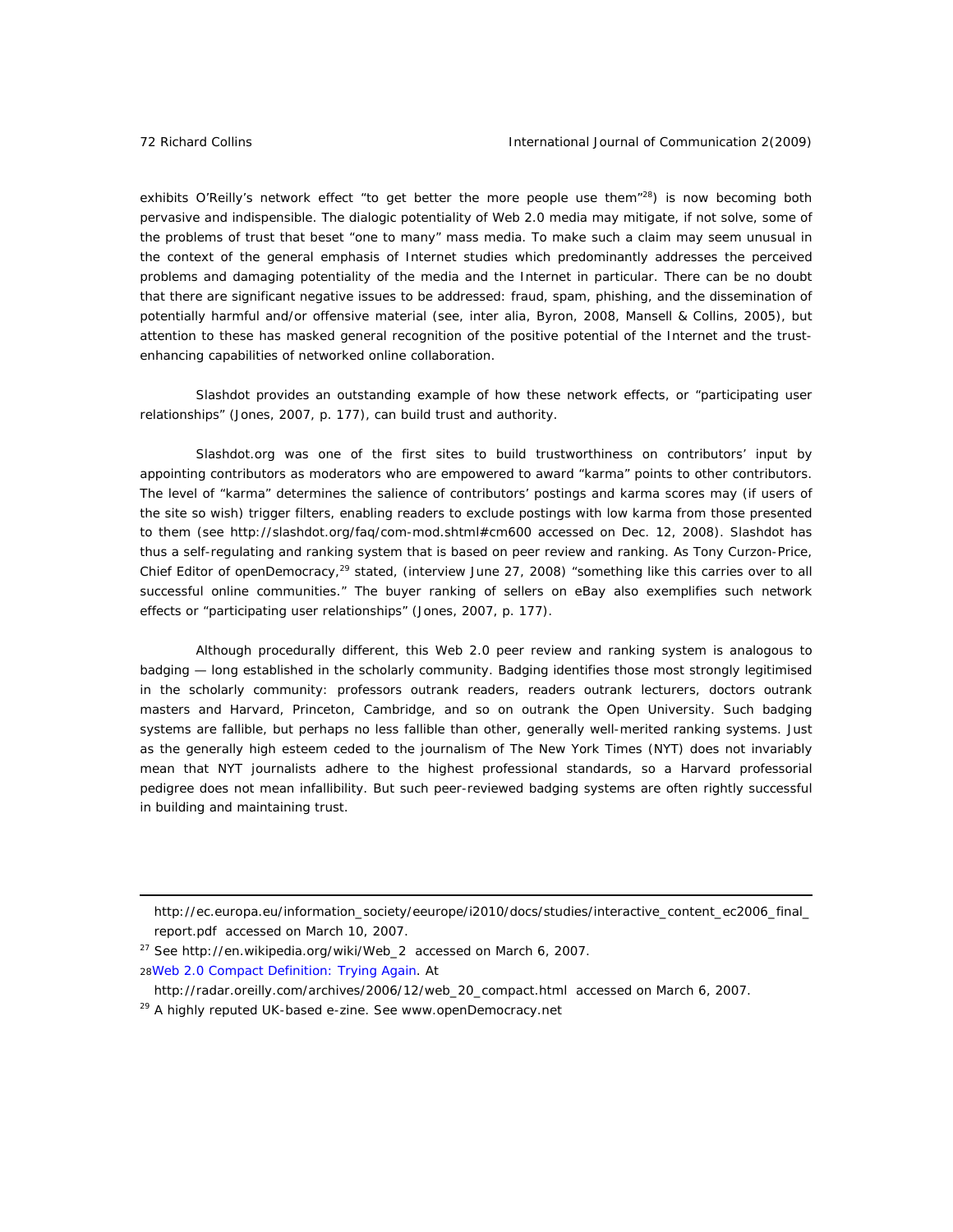exhibits O'Reilly's network effect "to get better the more people use them"[28]) is now becoming both pervasive and indispensible. The dialogic potentiality of Web 2.0 media may mitigate, if not solve, some of the problems of trust that beset "one to many" mass media. To make such a claim may seem unusual in the context of the general emphasis of Internet studies which predominantly addresses the perceived problems and damaging potentiality of the media and the Internet in particular. There can be no doubt that there are significant negative issues to be addressed: fraud, spam, phishing, and the dissemination of potentially harmful and/or offensive material (see, *inter alia*, Byron, 2008, Mansell & Collins, 2005), but attention to these has masked general recognition of the positive potential of the Internet and the trust-enhancing capabilities of networked online collaboration.

Slashdot provides an outstanding example of how these network effects, or "participating user relationships" (Jones, 2007, p. 177), can build trust and authority.

Slashdot.org was one of the first sites to build trustworthiness on contributors' input by appointing contributors as moderators who are empowered to award "karma" points to other contributors. The level of "karma" determines the salience of contributors' postings and karma scores may (if users of the site so wish) trigger filters, enabling readers to exclude postings with low karma from those presented to them (see http://slashdot.org/faq/com-mod.shtml#cm600 accessed on Dec. 12, 2008). Slashdot has thus a self-regulating and ranking system that is based on peer review and ranking. As Tony Curzon-Price, Chief Editor of openDemocracy,[29] stated, (interview June 27, 2008) "something like this carries over to all successful online communities." The buyer ranking of sellers on eBay also exemplifies such network effects or "participating user relationships" (Jones, 2007, p. 177).

Although procedurally different, this Web 2.0 peer review and ranking system is analogous to badging — long established in the scholarly community. Badging identifies those most strongly legitimised in the scholarly community: professors outrank readers, readers outrank lecturers, doctors outrank masters and Harvard, Princeton, Cambridge, and so on outrank the Open University. Such badging systems are fallible, but perhaps no less fallible than other, generally well-merited ranking systems. Just as the generally high esteem ceded to the journalism of *The New York Times* (NYT) does not invariably mean that NYT journalists adhere to the highest professional standards, so a Harvard professorial pedigree does not mean infallibility. But such peer-reviewed badging systems are often rightly successful in building and maintaining trust.

---

http://ec.europa.eu/information_society/eeurope/i2010/docs/studies/interactive_content_ec2006_final_report.pdf accessed on March 10, 2007.

[27] See http://en.wikipedia.org/wiki/Web_2 accessed on March 6, 2007.

[28] Web 2.0 Compact Definition: Trying Again. At http://radar.oreilly.com/archives/2006/12/web_20_compact.html accessed on March 6, 2007.

[29] A highly reputed UK-based e-zine. See www.openDemocracy.net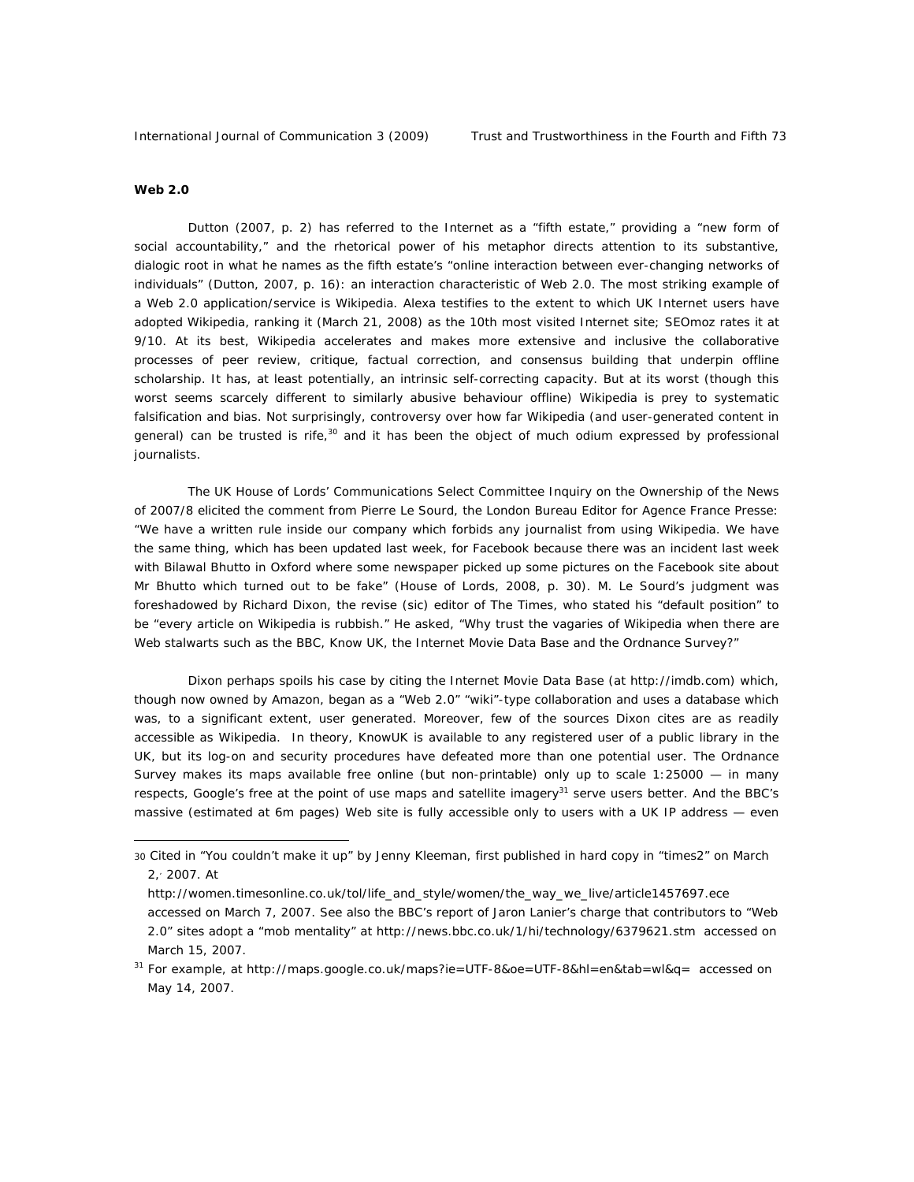**Web 2.0**

Dutton (2007, p. 2) has referred to the Internet as a "fifth estate," providing a "new form of social accountability," and the rhetorical power of his metaphor directs attention to its substantive, dialogic root in what he names as the fifth estate's "online interaction between ever-changing networks of individuals" (Dutton, 2007, p. 16): an interaction characteristic of Web 2.0. The most striking example of a Web 2.0 application/service is Wikipedia. Alexa testifies to the extent to which UK Internet users have adopted Wikipedia, ranking it (March 21, 2008) as the 10th most visited Internet site; SEOmoz rates it at 9/10. At its best, Wikipedia accelerates and makes more extensive and inclusive the collaborative processes of peer review, critique, factual correction, and consensus building that underpin offline scholarship. It has, at least potentially, an intrinsic self-correcting capacity. But at its worst (though this worst seems scarcely different to similarly abusive behaviour offline) Wikipedia is prey to systematic falsification and bias. Not surprisingly, controversy over how far Wikipedia (and user-generated content in general) can be trusted is rife,[30] and it has been the object of much odium expressed by professional journalists.

The UK House of Lords' Communications Select Committee Inquiry on the Ownership of the News of 2007/8 elicited the comment from Pierre Le Sourd, the London Bureau Editor for Agence France Presse: "We have a written rule inside our company which forbids any journalist from using Wikipedia. We have the same thing, which has been updated last week, for Facebook because there was an incident last week with Bilawal Bhutto in Oxford where some newspaper picked up some pictures on the Facebook site about Mr Bhutto which turned out to be fake" (House of Lords, 2008, p. 30). M. Le Sourd's judgment was foreshadowed by Richard Dixon, the revise (sic) editor of The Times, who stated his "default position" to be "every article on Wikipedia is rubbish." He asked, "Why trust the vagaries of Wikipedia when there are Web stalwarts such as the BBC, Know UK, the Internet Movie Data Base and the Ordnance Survey?"

Dixon perhaps spoils his case by citing the Internet Movie Data Base (at http://imdb.com) which, though now owned by Amazon, began as a "Web 2.0" "wiki"-type collaboration and uses a database which was, to a significant extent, user generated. Moreover, few of the sources Dixon cites are as readily accessible as Wikipedia. In theory, KnowUK is available to any registered user of a public library in the UK, but its log-on and security procedures have defeated more than one potential user. The Ordnance Survey makes its maps available free online (but non-printable) only up to scale 1:25000 — in many respects, Google's free at the point of use maps and satellite imagery[31] serve users better. And the BBC's massive (estimated at 6m pages) Web site is fully accessible only to users with a UK IP address — even

---

30 Cited in "You couldn't make it up" by Jenny Kleeman, first published in hard copy in "times2" on March 2, 2007. At http://women.timesonline.co.uk/tol/life_and_style/women/the_way_we_live/article1457697.ece accessed on March 7, 2007. See also the BBC's report of Jaron Lanier's charge that contributors to "Web 2.0" sites adopt a "mob mentality" at http://news.bbc.co.uk/1/hi/technology/6379621.stm accessed on March 15, 2007.

31 For example, at http://maps.google.co.uk/maps?ie=UTF-8&oe=UTF-8&hl=en&tab=wl&q= accessed on May 14, 2007.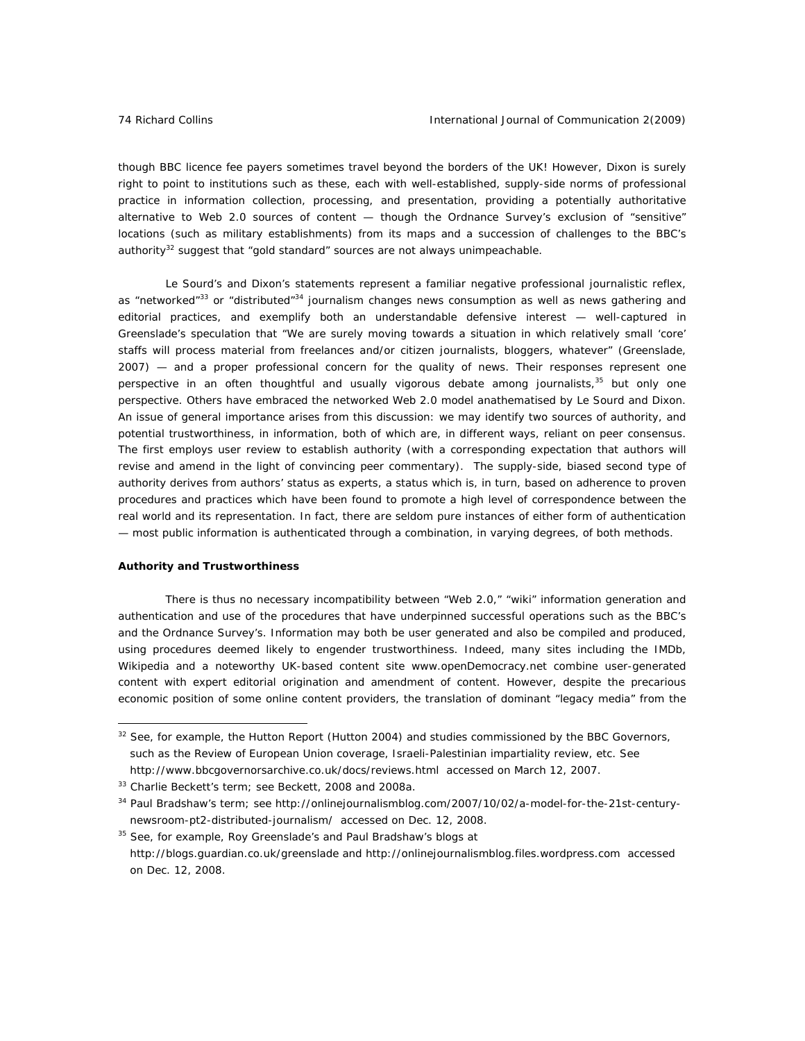though BBC licence fee payers sometimes travel beyond the borders of the UK! However, Dixon is surely right to point to institutions such as these, each with well-established, supply-side norms of professional practice in information collection, processing, and presentation, providing a potentially authoritative alternative to Web 2.0 sources of content — though the Ordnance Survey's exclusion of "sensitive" locations (such as military establishments) from its maps and a succession of challenges to the BBC's authority[32] suggest that "gold standard" sources are not always unimpeachable.

Le Sourd's and Dixon's statements represent a familiar negative professional journalistic reflex, as "networked"[33] or "distributed"[34] journalism changes news consumption as well as news gathering and editorial practices, and exemplify both an understandable defensive interest — well-captured in Greenslade's speculation that "We are surely moving towards a situation in which relatively small 'core' staffs will process material from freelances and/or citizen journalists, bloggers, whatever" (Greenslade, 2007) — and a proper professional concern for the quality of news. Their responses represent one perspective in an often thoughtful and usually vigorous debate among journalists,[35] but only one perspective. Others have embraced the networked Web 2.0 model anathematised by Le Sourd and Dixon. An issue of general importance arises from this discussion: we may identify two sources of authority, and potential trustworthiness, in information, both of which are, in different ways, reliant on peer consensus. The first employs user review to establish authority (with a corresponding expectation that authors will revise and amend in the light of convincing peer commentary). The supply-side, biased second type of authority derives from authors' status as experts, a status which is, in turn, based on adherence to proven procedures and practices which have been found to promote a high level of correspondence between the real world and its representation. In fact, there are seldom pure instances of either form of authentication — most public information is authenticated through a combination, in varying degrees, of both methods.

**Authority and Trustworthiness**

There is thus no necessary incompatibility between "Web 2.0," "wiki" information generation and authentication and use of the procedures that have underpinned successful operations such as the BBC's and the Ordnance Survey's. Information may both be user generated and also be compiled and produced, using procedures deemed likely to engender trustworthiness. Indeed, many sites including the IMDb, Wikipedia and a noteworthy UK-based content site www.openDemocracy.net combine user-generated content with expert editorial origination and amendment of content. However, despite the precarious economic position of some online content providers, the translation of dominant "legacy media" from the

---

[32] See, for example, the Hutton Report (Hutton 2004) and studies commissioned by the BBC Governors, such as the Review of European Union coverage, Israeli-Palestinian impartiality review, etc. See http://www.bbcgovernorsarchive.co.uk/docs/reviews.html accessed on March 12, 2007.

[33] Charlie Beckett's term; see Beckett, 2008 and 2008a.

[34] Paul Bradshaw's term; see http://onlinejournalismblog.com/2007/10/02/a-model-for-the-21st-century-newsroom-pt2-distributed-journalism/ accessed on Dec. 12, 2008.

[35] See, for example, Roy Greenslade's and Paul Bradshaw's blogs at http://blogs.guardian.co.uk/greenslade and http://onlinejournalismblog.files.wordpress.com accessed on Dec. 12, 2008.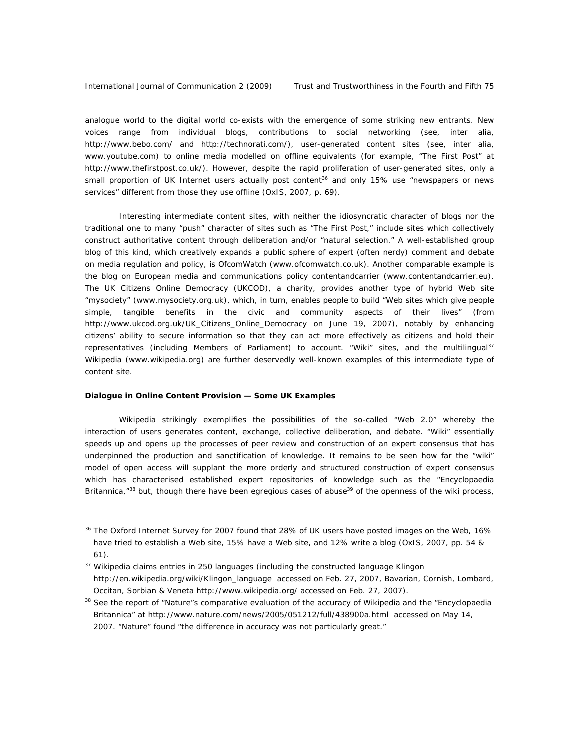analogue world to the digital world co-exists with the emergence of some striking new entrants. New voices range from individual blogs, contributions to social networking (see, *inter alia*, http://www.bebo.com/ and http://technorati.com/), user-generated content sites (see, *inter alia*, www.youtube.com) to online media modelled on offline equivalents (for example, "The First Post" at http://www.thefirstpost.co.uk/). However, despite the rapid proliferation of user-generated sites, only a small proportion of UK Internet users actually post content[36] and only 15% use "newspapers or news services" different from those they use offline (OxIS, 2007, p. 69).

Interesting intermediate content sites, with neither the idiosyncratic character of blogs nor the traditional one to many "push" character of sites such as "The First Post," include sites which collectively construct authoritative content through deliberation and/or "natural selection." A well-established group blog of this kind, which creatively expands a public sphere of expert (often nerdy) comment and debate on media regulation and policy, is OfcomWatch (www.ofcomwatch.co.uk). Another comparable example is the blog on European media and communications policy contentandcarrier (www.contentandcarrier.eu). The UK Citizens Online Democracy (UKCOD), a charity, provides another type of hybrid Web site "mysociety" (www.mysociety.org.uk), which, in turn, enables people to build "Web sites which give people simple, tangible benefits in the civic and community aspects of their lives" (from http://www.ukcod.org.uk/UK_Citizens_Online_Democracy on June 19, 2007), notably by enhancing citizens' ability to secure information so that they can act more effectively as citizens and hold their representatives (including Members of Parliament) to account. "Wiki" sites, and the multilingual[37] Wikipedia (www.wikipedia.org) are further deservedly well-known examples of this intermediate type of content site.

**Dialogue in Online Content Provision — Some UK Examples**

Wikipedia strikingly exemplifies the possibilities of the so-called "Web 2.0" whereby the interaction of users generates content, exchange, collective deliberation, and debate. "Wiki" essentially speeds up and opens up the processes of peer review and construction of an expert consensus that has underpinned the production and sanctification of knowledge. It remains to be seen how far the "wiki" model of open access will supplant the more orderly and structured construction of expert consensus which has characterised established expert repositories of knowledge such as the "Encyclopaedia Britannica,"[38] but, though there have been egregious cases of abuse[39] of the openness of the wiki process,

---

[36] The Oxford Internet Survey for 2007 found that 28% of UK users have posted images on the Web, 16% have tried to establish a Web site, 15% have a Web site, and 12% write a blog (OxIS, 2007, pp. 54 & 61).

[37] Wikipedia claims entries in 250 languages (including the constructed language Klingon http://en.wikipedia.org/wiki/Klingon_language accessed on Feb. 27, 2007, Bavarian, Cornish, Lombard, Occitan, Sorbian & Veneta http://www.wikipedia.org/ accessed on Feb. 27, 2007).

[38] See the report of "Nature"s comparative evaluation of the accuracy of Wikipedia and the "Encyclopaedia Britannica" at http://www.nature.com/news/2005/051212/full/438900a.html accessed on May 14, 2007. "Nature" found "the difference in accuracy was not particularly great."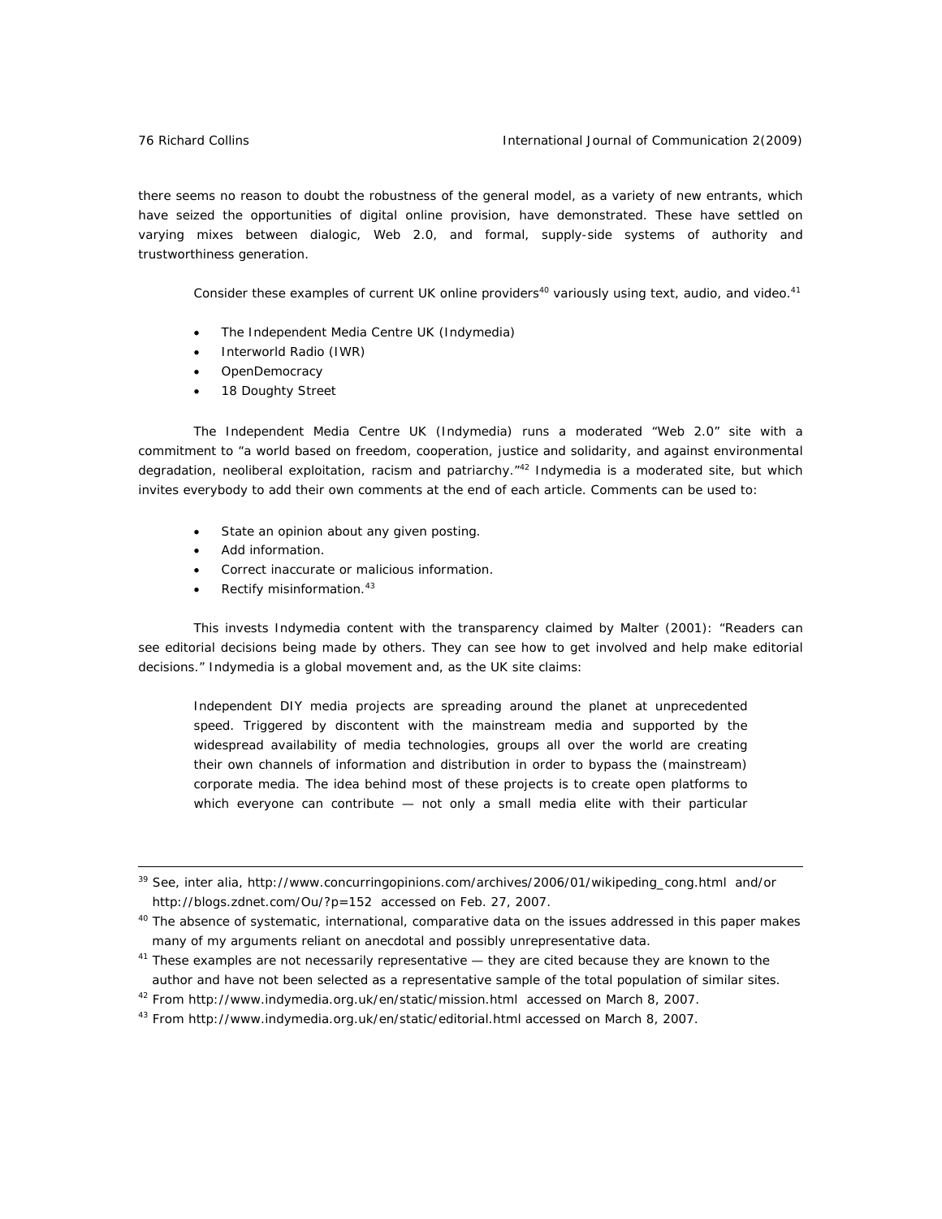there seems no reason to doubt the robustness of the general model, as a variety of new entrants, which have seized the opportunities of digital online provision, have demonstrated. These have settled on varying mixes between dialogic, Web 2.0, and formal, supply-side systems of authority and trustworthiness generation.

Consider these examples of current UK online providers[40] variously using text, audio, and video.[41]

- The Independent Media Centre UK (Indymedia)
- Interworld Radio (IWR)
- OpenDemocracy
- 18 Doughty Street

The Independent Media Centre UK (Indymedia) runs a moderated "Web 2.0" site with a commitment to "a world based on freedom, cooperation, justice and solidarity, and against environmental degradation, neoliberal exploitation, racism and patriarchy."[42] Indymedia is a moderated site, but which invites everybody to add their own comments at the end of each article. Comments can be used to:

- State an opinion about any given posting.
- Add information.
- Correct inaccurate or malicious information.
- Rectify misinformation.[43]

This invests Indymedia content with the transparency claimed by Malter (2001): "Readers can see editorial decisions being made by others. They can see how to get involved and help make editorial decisions." Indymedia is a global movement and, as the UK site claims:

> Independent DIY media projects are spreading around the planet at unprecedented speed. Triggered by discontent with the mainstream media and supported by the widespread availability of media technologies, groups all over the world are creating their own channels of information and distribution in order to bypass the (mainstream) corporate media. The idea behind most of these projects is to create open platforms to which everyone can contribute — not only a small media elite with their particular

---

[39] See, inter alia, http://www.concurringopinions.com/archives/2006/01/wikipeding_cong.html and/or http://blogs.zdnet.com/Ou/?p=152 accessed on Feb. 27, 2007.

[40] The absence of systematic, international, comparative data on the issues addressed in this paper makes many of my arguments reliant on anecdotal and possibly unrepresentative data.

[41] These examples are not necessarily representative — they are cited because they are known to the author and have not been selected as a representative sample of the total population of similar sites.

[42] From http://www.indymedia.org.uk/en/static/mission.html accessed on March 8, 2007.

[43] From http://www.indymedia.org.uk/en/static/editorial.html accessed on March 8, 2007.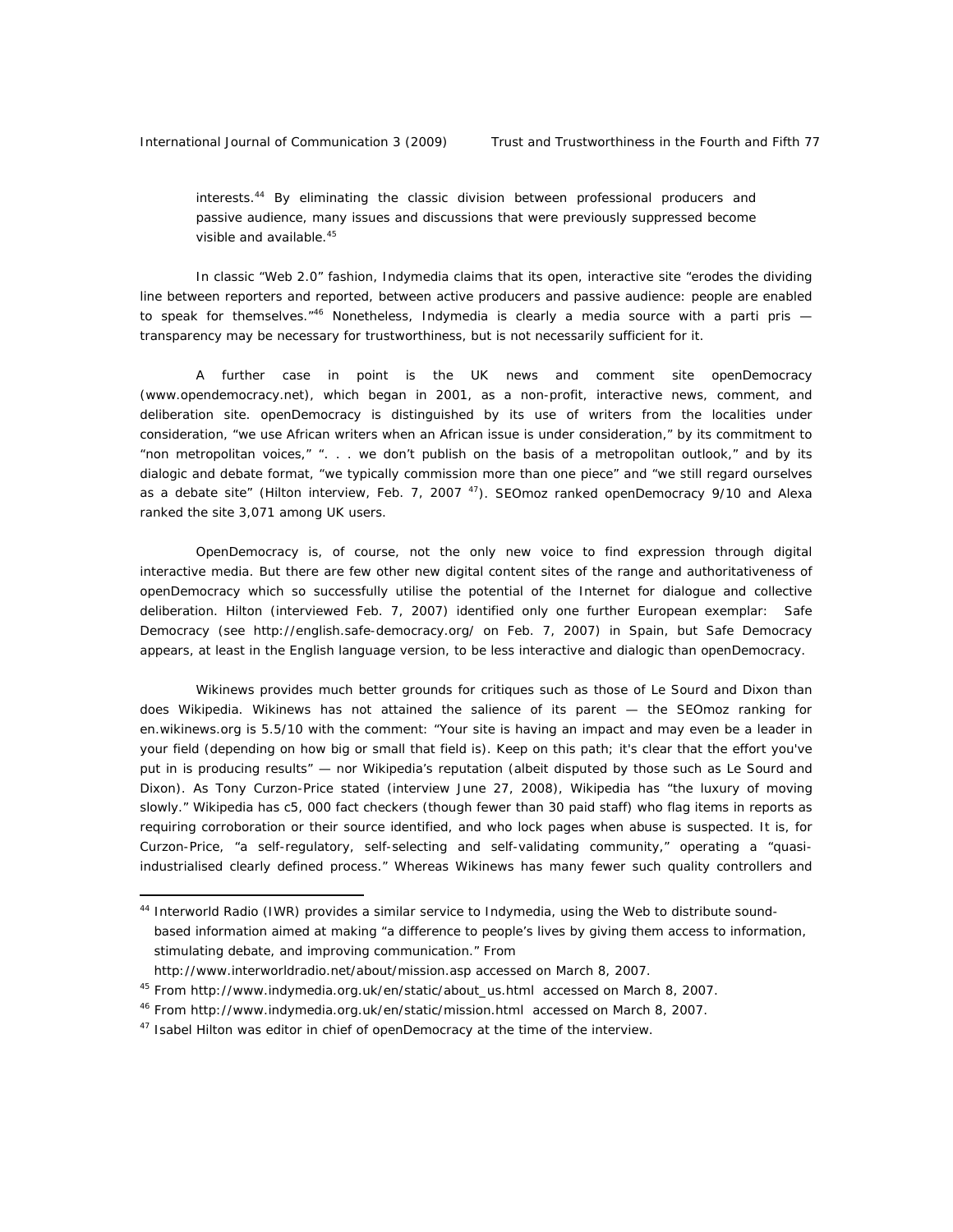> interests.[44] By eliminating the classic division between professional producers and passive audience, many issues and discussions that were previously suppressed become visible and available.[45]

In classic "Web 2.0" fashion, Indymedia claims that its open, interactive site "erodes the dividing line between reporters and reported, between active producers and passive audience: people are enabled to speak for themselves."[46] Nonetheless, Indymedia is clearly a media source with a *parti pris* — transparency may be necessary for trustworthiness, but is not necessarily sufficient for it.

A further case in point is the UK news and comment site openDemocracy (www.opendemocracy.net), which began in 2001, as a non-profit, interactive news, comment, and deliberation site. openDemocracy is distinguished by its use of writers from the localities under consideration, "we use African writers when an African issue is under consideration," by its commitment to "non metropolitan voices," ". . . we don't publish on the basis of a metropolitan outlook," and by its dialogic and debate format, "we typically commission more than one piece" and "we still regard ourselves as a debate site" (Hilton interview, Feb. 7, 2007 [47]). SEOmoz ranked openDemocracy 9/10 and Alexa ranked the site 3,071 among UK users.

OpenDemocracy is, of course, not the only new voice to find expression through digital interactive media. But there are few other new digital content sites of the range and authoritativeness of openDemocracy which so successfully utilise the potential of the Internet for dialogue and collective deliberation. Hilton (interviewed Feb. 7, 2007) identified only one further European exemplar: Safe Democracy (see http://english.safe-democracy.org/ on Feb. 7, 2007) in Spain, but Safe Democracy appears, at least in the English language version, to be less interactive and dialogic than openDemocracy.

Wikinews provides much better grounds for critiques such as those of Le Sourd and Dixon than does Wikipedia. Wikinews has not attained the salience of its parent — the SEOmoz ranking for en.wikinews.org is 5.5/10 with the comment: "Your site is having an impact and may even be a leader in your field (depending on how big or small that field is). Keep on this path; it's clear that the effort you've put in is producing results" — nor Wikipedia's reputation (albeit disputed by those such as Le Sourd and Dixon). As Tony Curzon-Price stated (interview June 27, 2008), Wikipedia has "the luxury of moving slowly." Wikipedia has c5, 000 fact checkers (though fewer than 30 paid staff) who flag items in reports as requiring corroboration or their source identified, and who lock pages when abuse is suspected. It is, for Curzon-Price, "a self-regulatory, self-selecting and self-validating community," operating a "quasi-industrialised clearly defined process." Whereas Wikinews has many fewer such quality controllers and

---

[44] Interworld Radio (IWR) provides a similar service to Indymedia, using the Web to distribute sound-based information aimed at making "a difference to people's lives by giving them access to information, stimulating debate, and improving communication." From http://www.interworldradio.net/about/mission.asp accessed on March 8, 2007.

[45] From http://www.indymedia.org.uk/en/static/about_us.html accessed on March 8, 2007.

[46] From http://www.indymedia.org.uk/en/static/mission.html accessed on March 8, 2007.

[47] Isabel Hilton was editor in chief of openDemocracy at the time of the interview.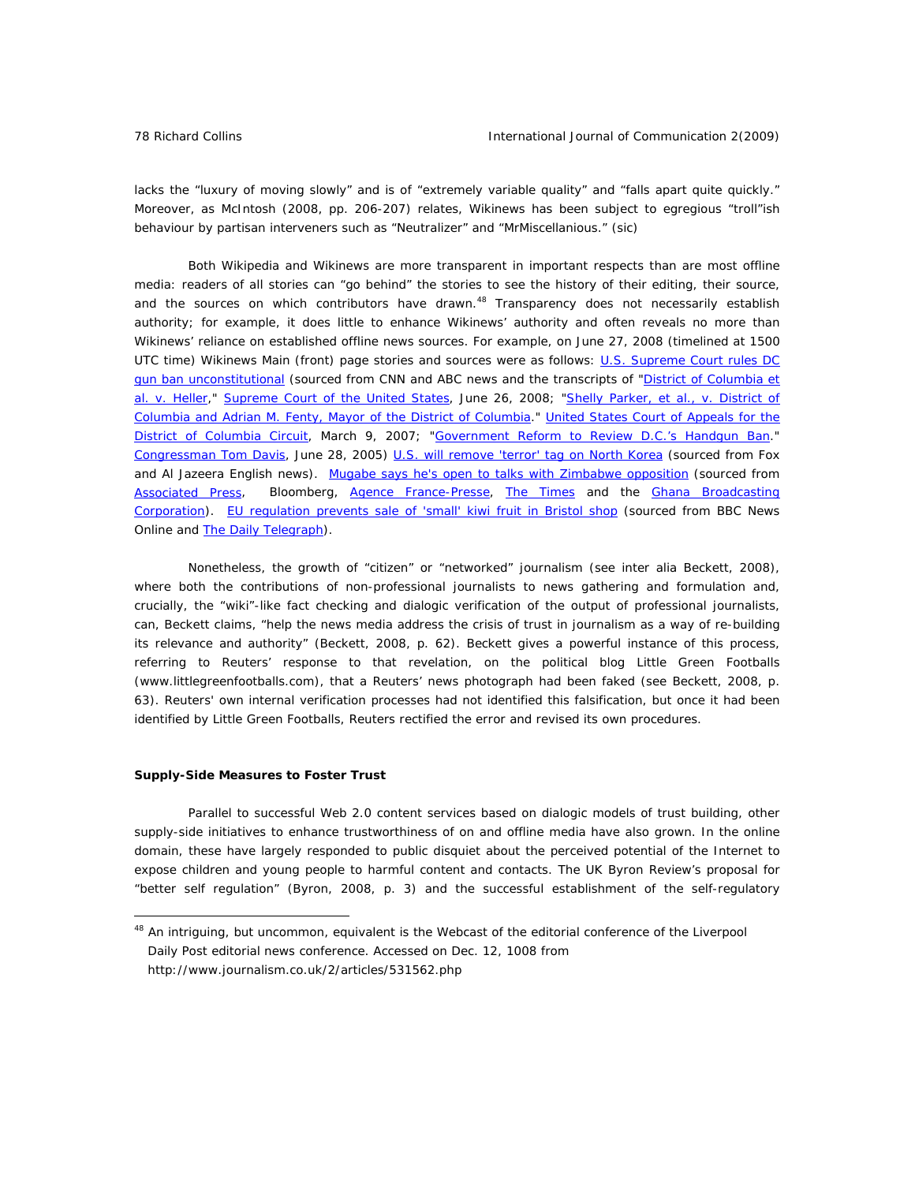lacks the "luxury of moving slowly" and is of "extremely variable quality" and "falls apart quite quickly." Moreover, as McIntosh (2008, pp. 206-207) relates, Wikinews has been subject to egregious "troll"ish behaviour by partisan interveners such as "Neutralizer" and "MrMiscellanious." (sic)

Both Wikipedia and Wikinews are more transparent in important respects than are most offline media: readers of all stories can "go behind" the stories to see the history of their editing, their source, and the sources on which contributors have drawn.[48] Transparency does not necessarily establish authority; for example, it does little to enhance Wikinews' authority and often reveals no more than Wikinews' reliance on established offline news sources. For example, on June 27, 2008 (timelined at 1500 UTC time) Wikinews Main (front) page stories and sources were as follows: U.S. Supreme Court rules DC gun ban unconstitutional (sourced from CNN and ABC news and the transcripts of "District of Columbia et al. v. Heller," Supreme Court of the United States, June 26, 2008; "Shelly Parker, et al., v. District of Columbia and Adrian M. Fenty, Mayor of the District of Columbia." United States Court of Appeals for the District of Columbia Circuit, March 9, 2007; "Government Reform to Review D.C.'s Handgun Ban." Congressman Tom Davis, June 28, 2005) U.S. will remove 'terror' tag on North Korea (sourced from Fox and Al Jazeera English news). Mugabe says he's open to talks with Zimbabwe opposition (sourced from Associated Press, Bloomberg, Agence France-Presse, The Times and the Ghana Broadcasting Corporation). EU regulation prevents sale of 'small' kiwi fruit in Bristol shop (sourced from BBC News Online and The Daily Telegraph).

Nonetheless, the growth of "citizen" or "networked" journalism (see inter alia Beckett, 2008), where both the contributions of non-professional journalists to news gathering and formulation and, crucially, the "wiki"-like fact checking and dialogic verification of the output of professional journalists, can, Beckett claims, "help the news media address the crisis of trust in journalism as a way of re-building its relevance and authority" (Beckett, 2008, p. 62). Beckett gives a powerful instance of this process, referring to Reuters' response to that revelation, on the political blog Little Green Footballs (www.littlegreenfootballs.com), that a Reuters' news photograph had been faked (see Beckett, 2008, p. 63). Reuters' own internal verification processes had not identified this falsification, but once it had been identified by Little Green Footballs, Reuters rectified the error and revised its own procedures.

### Supply-Side Measures to Foster Trust

Parallel to successful Web 2.0 content services based on dialogic models of trust building, other supply-side initiatives to enhance trustworthiness of on and offline media have also grown. In the online domain, these have largely responded to public disquiet about the perceived potential of the Internet to expose children and young people to harmful content and contacts. The UK Byron Review's proposal for "better self regulation" (Byron, 2008, p. 3) and the successful establishment of the self-regulatory

---

[48] An intriguing, but uncommon, equivalent is the Webcast of the editorial conference of the Liverpool Daily Post editorial news conference. Accessed on Dec. 12, 1008 from http://www.journalism.co.uk/2/articles/531562.php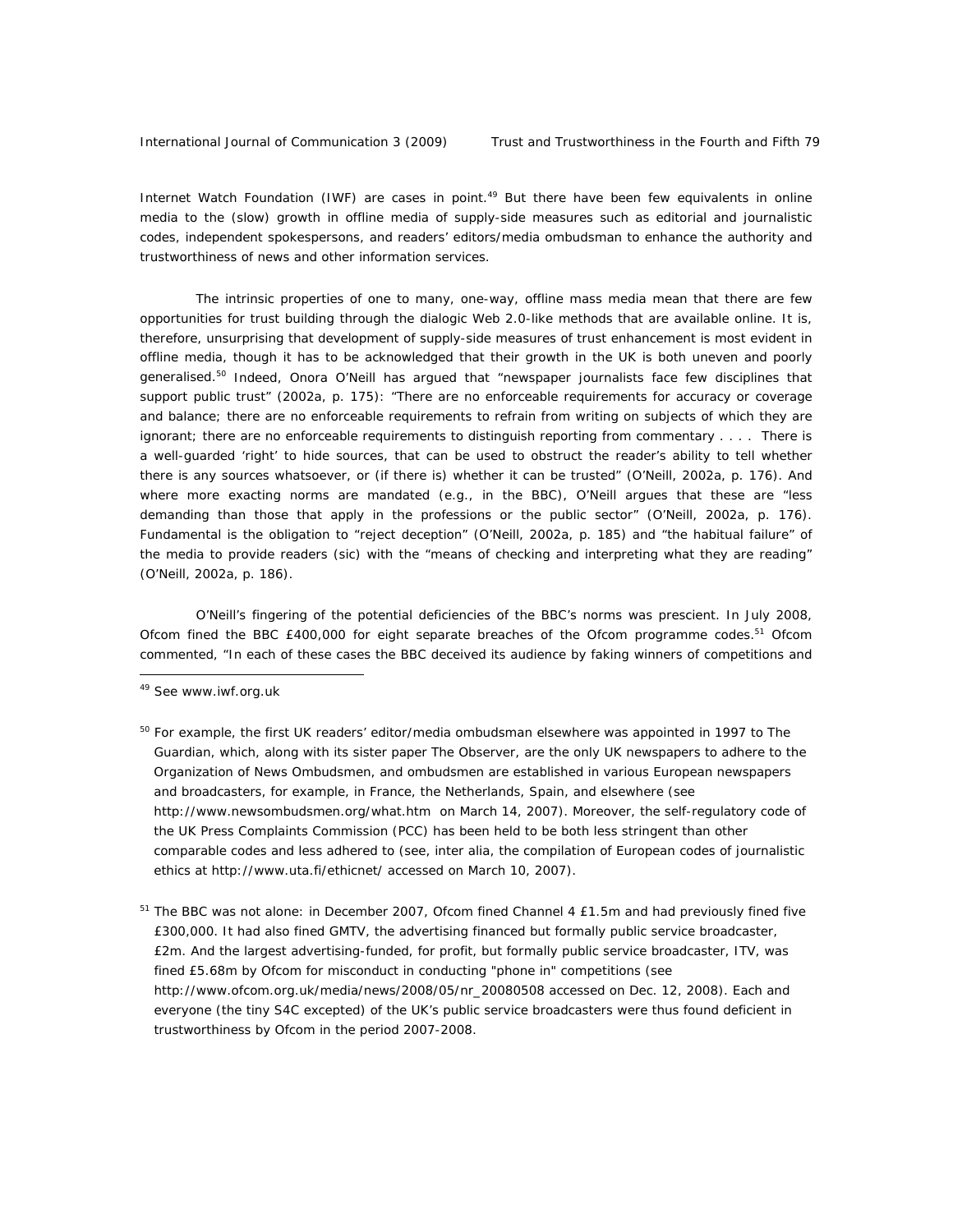Internet Watch Foundation (IWF) are cases in point.[49] But there have been few equivalents in online media to the (slow) growth in offline media of supply-side measures such as editorial and journalistic codes, independent spokespersons, and readers' editors/media ombudsman to enhance the authority and trustworthiness of news and other information services.

The intrinsic properties of one to many, one-way, offline mass media mean that there are few opportunities for trust building through the dialogic Web 2.0-like methods that are available online. It is, therefore, unsurprising that development of supply-side measures of trust enhancement is most evident in offline media, though it has to be acknowledged that their growth in the UK is both uneven and poorly generalised.[50] Indeed, Onora O'Neill has argued that "newspaper journalists face few disciplines that support public trust" (2002a, p. 175): "There are no enforceable requirements for accuracy or coverage and balance; there are no enforceable requirements to refrain from writing on subjects of which they are ignorant; there are no enforceable requirements to distinguish reporting from commentary . . . . There is a well-guarded 'right' to hide sources, that can be used to obstruct the reader's ability to tell whether there is any sources whatsoever, or (if there is) whether it can be trusted" (O'Neill, 2002a, p. 176). And where more exacting norms are mandated (e.g., in the BBC), O'Neill argues that these are "less demanding than those that apply in the professions or the public sector" (O'Neill, 2002a, p. 176). Fundamental is the obligation to "reject deception" (O'Neill, 2002a, p. 185) and "the habitual failure" of the media to provide readers (sic) with the "means of checking and interpreting what they are reading" (O'Neill, 2002a, p. 186).

O'Neill's fingering of the potential deficiencies of the BBC's norms was prescient. In July 2008, Ofcom fined the BBC £400,000 for eight separate breaches of the Ofcom programme codes.[51] Ofcom commented, "In each of these cases the BBC deceived its audience by faking winners of competitions and

---

[49] See www.iwf.org.uk

[50] For example, the first UK readers' editor/media ombudsman elsewhere was appointed in 1997 to The Guardian, which, along with its sister paper The Observer, are the only UK newspapers to adhere to the Organization of News Ombudsmen, and ombudsmen are established in various European newspapers and broadcasters, for example, in France, the Netherlands, Spain, and elsewhere (see http://www.newsombudsmen.org/what.htm on March 14, 2007). Moreover, the self-regulatory code of the UK Press Complaints Commission (PCC) has been held to be both less stringent than other comparable codes and less adhered to (see, inter alia, the compilation of European codes of journalistic ethics at http://www.uta.fi/ethicnet/ accessed on March 10, 2007).

[51] The BBC was not alone: in December 2007, Ofcom fined Channel 4 £1.5m and had previously fined five £300,000. It had also fined GMTV, the advertising financed but formally public service broadcaster, £2m. And the largest advertising-funded, for profit, but formally public service broadcaster, ITV, was fined £5.68m by Ofcom for misconduct in conducting "phone in" competitions (see http://www.ofcom.org.uk/media/news/2008/05/nr_20080508 accessed on Dec. 12, 2008). Each and everyone (the tiny S4C excepted) of the UK's public service broadcasters were thus found deficient in trustworthiness by Ofcom in the period 2007-2008.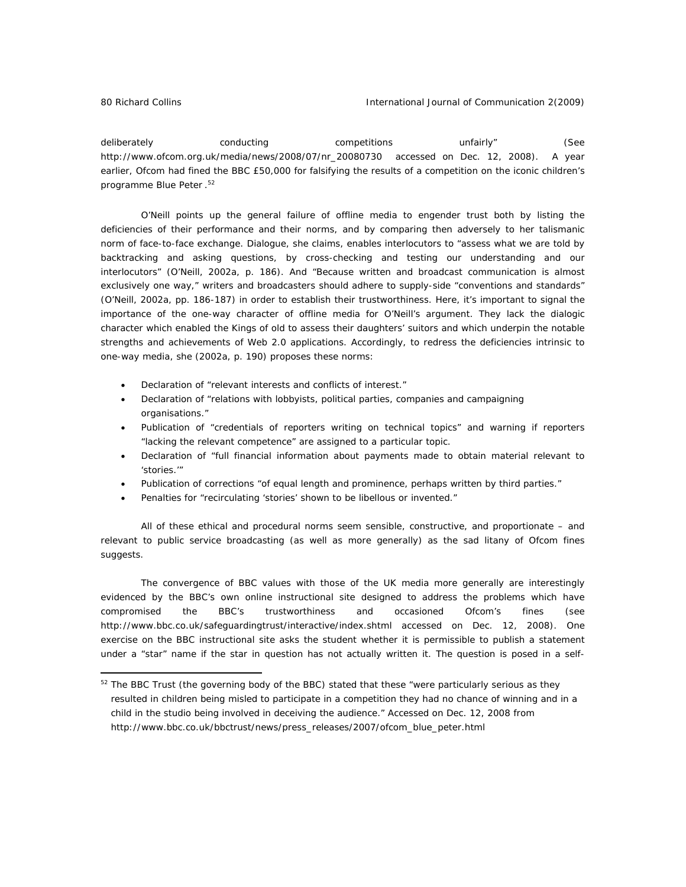deliberately conducting competitions unfairly" (See http://www.ofcom.org.uk/media/news/2008/07/nr_20080730 accessed on Dec. 12, 2008). A year earlier, Ofcom had fined the BBC £50,000 for falsifying the results of a competition on the iconic children's programme *Blue Peter*.[52]

O'Neill points up the general failure of offline media to engender trust both by listing the deficiencies of their performance and their norms, and by comparing then adversely to her talismanic norm of face-to-face exchange. Dialogue, she claims, enables interlocutors to "assess what we are told by backtracking and asking questions, by cross-checking and testing our understanding and our interlocutors" (O'Neill, 2002a, p. 186). And "Because written and broadcast communication is almost exclusively one way," writers and broadcasters should adhere to supply-side "conventions and standards" (O'Neill, 2002a, pp. 186-187) in order to establish their trustworthiness. Here, it's important to signal the importance of the one-way character of offline media for O'Neill's argument. They lack the dialogic character which enabled the Kings of old to assess their daughters' suitors and which underpin the notable strengths and achievements of Web 2.0 applications. Accordingly, to redress the deficiencies intrinsic to one-way media, she (2002a, p. 190) proposes these norms:

- Declaration of "relevant interests and conflicts of interest."
- Declaration of "relations with lobbyists, political parties, companies and campaigning organisations."
- Publication of "credentials of reporters writing on technical topics" and warning if reporters "lacking the relevant competence" are assigned to a particular topic.
- Declaration of "full financial information about payments made to obtain material relevant to 'stories.'"
- Publication of corrections "of equal length and prominence, perhaps written by third parties."
- Penalties for "recirculating 'stories' shown to be libellous or invented."

All of these ethical and procedural norms seem sensible, constructive, and proportionate – and relevant to public service broadcasting (as well as more generally) as the sad litany of Ofcom fines suggests.

The convergence of BBC values with those of the UK media more generally are interestingly evidenced by the BBC's own online instructional site designed to address the problems which have compromised the BBC's trustworthiness and occasioned Ofcom's fines (see http://www.bbc.co.uk/safeguardingtrust/interactive/index.shtml accessed on Dec. 12, 2008). One exercise on the BBC instructional site asks the student whether it is permissible to publish a statement under a "star" name if the star in question has not actually written it. The question is posed in a self-

---

[52] The BBC Trust (the governing body of the BBC) stated that these "were particularly serious as they resulted in children being misled to participate in a competition they had no chance of winning and in a child in the studio being involved in deceiving the audience." Accessed on Dec. 12, 2008 from http://www.bbc.co.uk/bbctrust/news/press_releases/2007/ofcom_blue_peter.html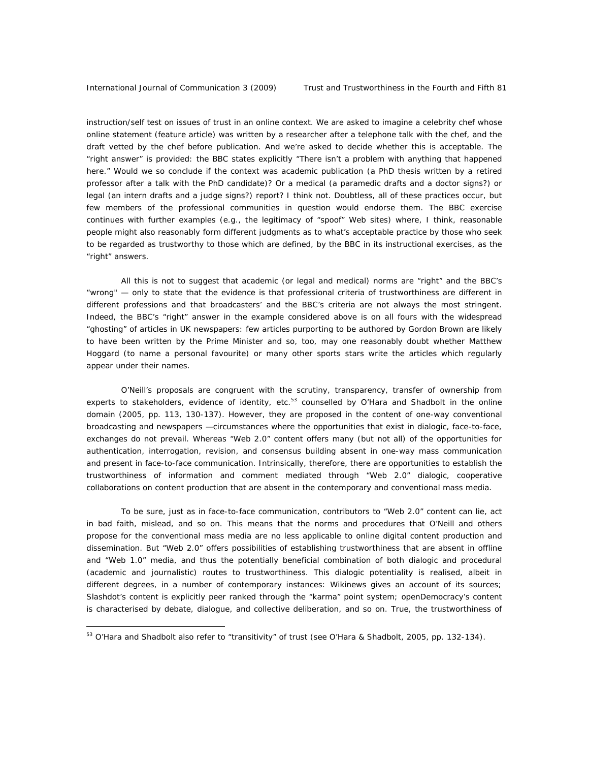instruction/self test on issues of trust in an online context. We are asked to imagine a celebrity chef whose online statement (feature article) was written by a researcher after a telephone talk with the chef, and the draft vetted by the chef before publication. And we're asked to decide whether this is acceptable. The "right answer" is provided: the BBC states explicitly "There isn't a problem with anything that happened here." Would we so conclude if the context was academic publication (a PhD thesis written by a retired professor after a talk with the PhD candidate)? Or a medical (a paramedic drafts and a doctor signs?) or legal (an intern drafts and a judge signs?) report? I think not. Doubtless, all of these practices occur, but few members of the professional communities in question would endorse them. The BBC exercise continues with further examples (e.g., the legitimacy of "spoof" Web sites) where, I think, reasonable people might also reasonably form different judgments as to what's acceptable practice by those who seek to be regarded as trustworthy to those which are defined, by the BBC in its instructional exercises, as the "right" answers.

All this is not to suggest that academic (or legal and medical) norms are "right" and the BBC's "wrong" — only to state that the evidence is that professional criteria of trustworthiness are different in different professions and that broadcasters' and the BBC's criteria are not always the most stringent. Indeed, the BBC's "right" answer in the example considered above is on all fours with the widespread "ghosting" of articles in UK newspapers: few articles purporting to be authored by Gordon Brown are likely to have been written by the Prime Minister and so, too, may one reasonably doubt whether Matthew Hoggard (to name a personal favourite) or many other sports stars write the articles which regularly appear under their names.

O'Neill's proposals are congruent with the scrutiny, transparency, transfer of ownership from experts to stakeholders, evidence of identity, etc.[53] counselled by O'Hara and Shadbolt in the online domain (2005, pp. 113, 130-137). However, they are proposed in the content of one-way conventional broadcasting and newspapers —circumstances where the opportunities that exist in dialogic, face-to-face, exchanges do not prevail. Whereas "Web 2.0" content offers many (but not all) of the opportunities for authentication, interrogation, revision, and consensus building absent in one-way mass communication and present in face-to-face communication. Intrinsically, therefore, there are opportunities to establish the trustworthiness of information and comment mediated through "Web 2.0" dialogic, cooperative collaborations on content production that are absent in the contemporary and conventional mass media.

To be sure, just as in face-to-face communication, contributors to "Web 2.0" content can lie, act in bad faith, mislead, and so on. This means that the norms and procedures that O'Neill and others propose for the conventional mass media are no less applicable to online digital content production and dissemination. But "Web 2.0" offers possibilities of establishing trustworthiness that are absent in offline and "Web 1.0" media, and thus the potentially beneficial combination of both dialogic and procedural (academic and journalistic) routes to trustworthiness. This dialogic potentiality is realised, albeit in different degrees, in a number of contemporary instances: Wikinews gives an account of its sources; Slashdot's content is explicitly peer ranked through the "karma" point system; openDemocracy's content is characterised by debate, dialogue, and collective deliberation, and so on. True, the trustworthiness of

[53] O'Hara and Shadbolt also refer to "transitivity" of trust (see O'Hara & Shadbolt, 2005, pp. 132-134).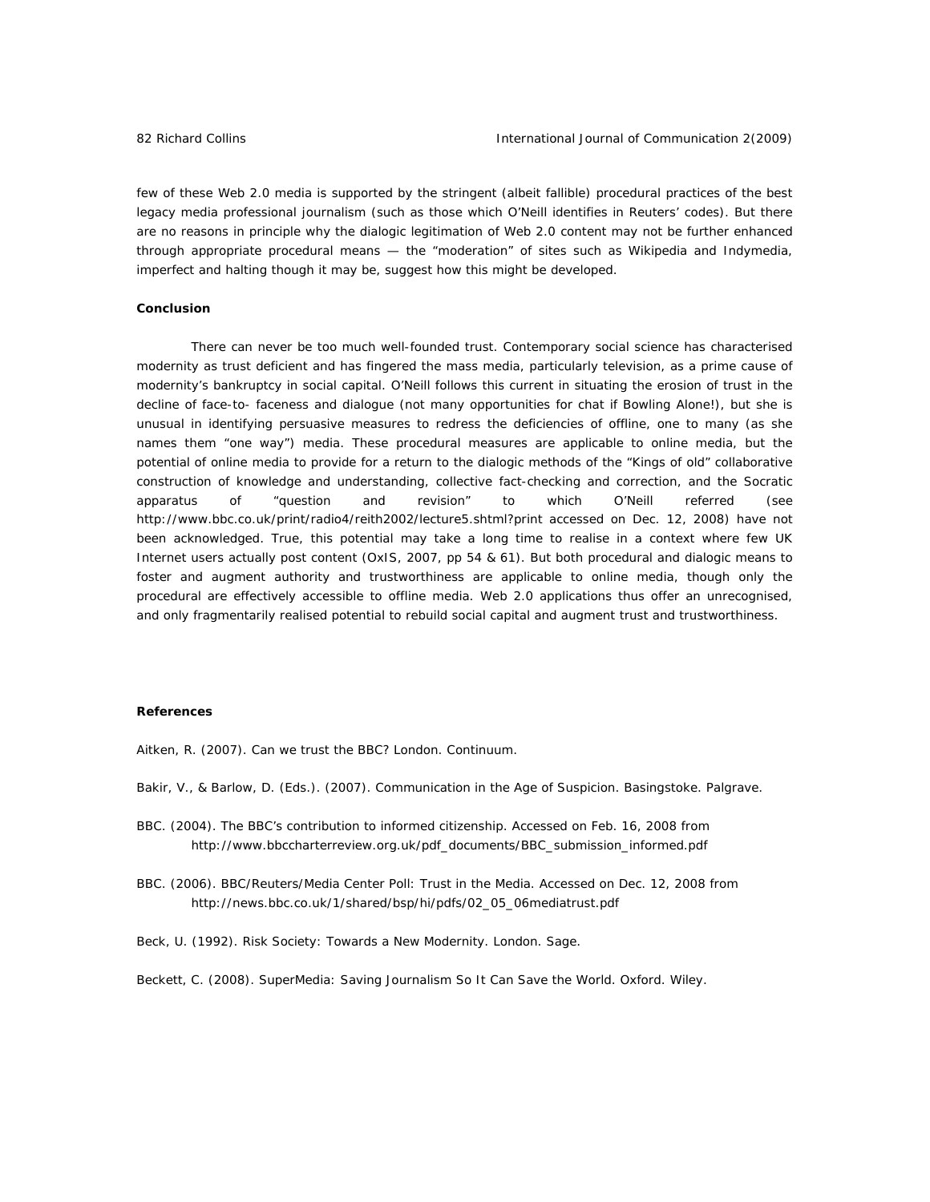few of these Web 2.0 media is supported by the stringent (albeit fallible) procedural practices of the best legacy media professional journalism (such as those which O'Neill identifies in Reuters' codes). But there are no reasons in principle why the dialogic legitimation of Web 2.0 content may not be further enhanced through appropriate procedural means — the "moderation" of sites such as Wikipedia and Indymedia, imperfect and halting though it may be, suggest how this might be developed.

**Conclusion**

There can never be too much well-founded trust. Contemporary social science has characterised modernity as trust deficient and has fingered the mass media, particularly television, as a prime cause of modernity's bankruptcy in social capital. O'Neill follows this current in situating the erosion of trust in the decline of face-to- faceness and dialogue (not many opportunities for chat if Bowling Alone!), but she is unusual in identifying persuasive measures to redress the deficiencies of offline, one to many (as she names them "one way") media. These procedural measures are applicable to online media, but the potential of online media to provide for a return to the dialogic methods of the "Kings of old" collaborative construction of knowledge and understanding, collective fact-checking and correction, and the Socratic apparatus of "question and revision" to which O'Neill referred (see http://www.bbc.co.uk/print/radio4/reith2002/lecture5.shtml?print accessed on Dec. 12, 2008) have not been acknowledged. True, this potential may take a long time to realise in a context where few UK Internet users actually post content (OxIS, 2007, pp 54 & 61). But both procedural and dialogic means to foster and augment authority and trustworthiness are applicable to online media, though only the procedural are effectively accessible to offline media. Web 2.0 applications thus offer an unrecognised, and only fragmentarily realised potential to rebuild social capital and augment trust and trustworthiness.

**References**

Aitken, R. (2007). Can we trust the BBC? London. Continuum.

Bakir, V., & Barlow, D. (Eds.). (2007). Communication in the Age of Suspicion. Basingstoke. Palgrave.

BBC. (2004). The BBC's contribution to informed citizenship. Accessed on Feb. 16, 2008 from http://www.bbccharterreview.org.uk/pdf_documents/BBC_submission_informed.pdf

BBC. (2006). BBC/Reuters/Media Center Poll: Trust in the Media. Accessed on Dec. 12, 2008 from http://news.bbc.co.uk/1/shared/bsp/hi/pdfs/02_05_06mediatrust.pdf

Beck, U. (1992). Risk Society: Towards a New Modernity. London. Sage.

Beckett, C. (2008). SuperMedia: Saving Journalism So It Can Save the World. Oxford. Wiley.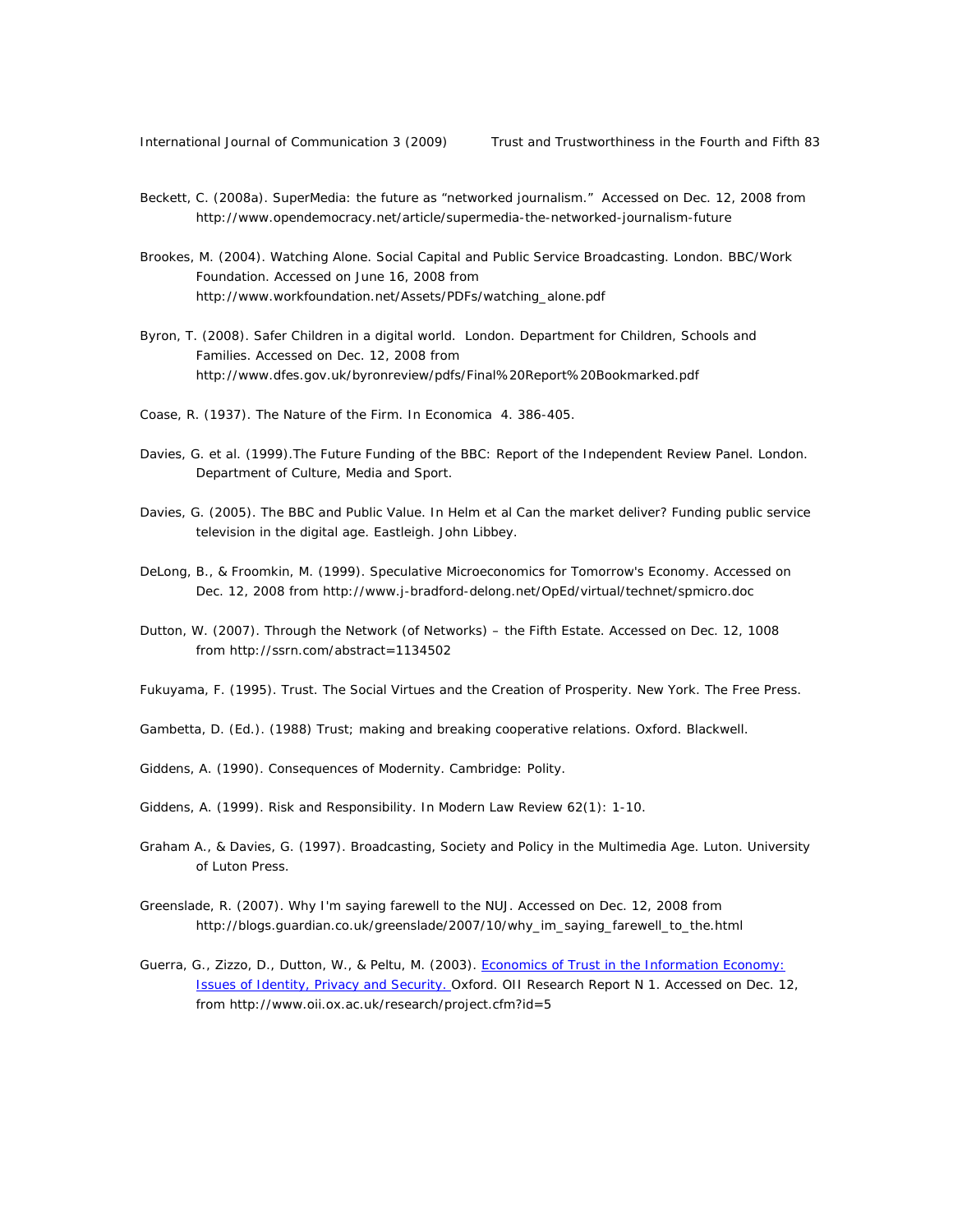Beckett, C. (2008a). SuperMedia: the future as "networked journalism." Accessed on Dec. 12, 2008 from http://www.opendemocracy.net/article/supermedia-the-networked-journalism-future

Brookes, M. (2004). Watching Alone. Social Capital and Public Service Broadcasting. London. BBC/Work Foundation. Accessed on June 16, 2008 from http://www.workfoundation.net/Assets/PDFs/watching_alone.pdf

Byron, T. (2008). Safer Children in a digital world. London. Department for Children, Schools and Families. Accessed on Dec. 12, 2008 from http://www.dfes.gov.uk/byronreview/pdfs/Final%20Report%20Bookmarked.pdf

Coase, R. (1937). The Nature of the Firm. In Economica 4. 386-405.

Davies, G. et al. (1999).The Future Funding of the BBC: Report of the Independent Review Panel. London. Department of Culture, Media and Sport.

Davies, G. (2005). The BBC and Public Value. In Helm et al Can the market deliver? Funding public service television in the digital age. Eastleigh. John Libbey.

DeLong, B., & Froomkin, M. (1999). Speculative Microeconomics for Tomorrow's Economy. Accessed on Dec. 12, 2008 from http://www.j-bradford-delong.net/OpEd/virtual/technet/spmicro.doc

Dutton, W. (2007). Through the Network (of Networks) – the Fifth Estate. Accessed on Dec. 12, 1008 from http://ssrn.com/abstract=1134502

Fukuyama, F. (1995). Trust. The Social Virtues and the Creation of Prosperity. New York. The Free Press.

Gambetta, D. (Ed.). (1988) Trust; making and breaking cooperative relations. Oxford. Blackwell.

Giddens, A. (1990). Consequences of Modernity. Cambridge: Polity.

Giddens, A. (1999). Risk and Responsibility. In Modern Law Review 62(1): 1-10.

Graham A., & Davies, G. (1997). Broadcasting, Society and Policy in the Multimedia Age. Luton. University of Luton Press.

Greenslade, R. (2007). Why I'm saying farewell to the NUJ. Accessed on Dec. 12, 2008 from http://blogs.guardian.co.uk/greenslade/2007/10/why_im_saying_farewell_to_the.html

Guerra, G., Zizzo, D., Dutton, W., & Peltu, M. (2003). Economics of Trust in the Information Economy: Issues of Identity, Privacy and Security. Oxford. OII Research Report N 1. Accessed on Dec. 12, from http://www.oii.ox.ac.uk/research/project.cfm?id=5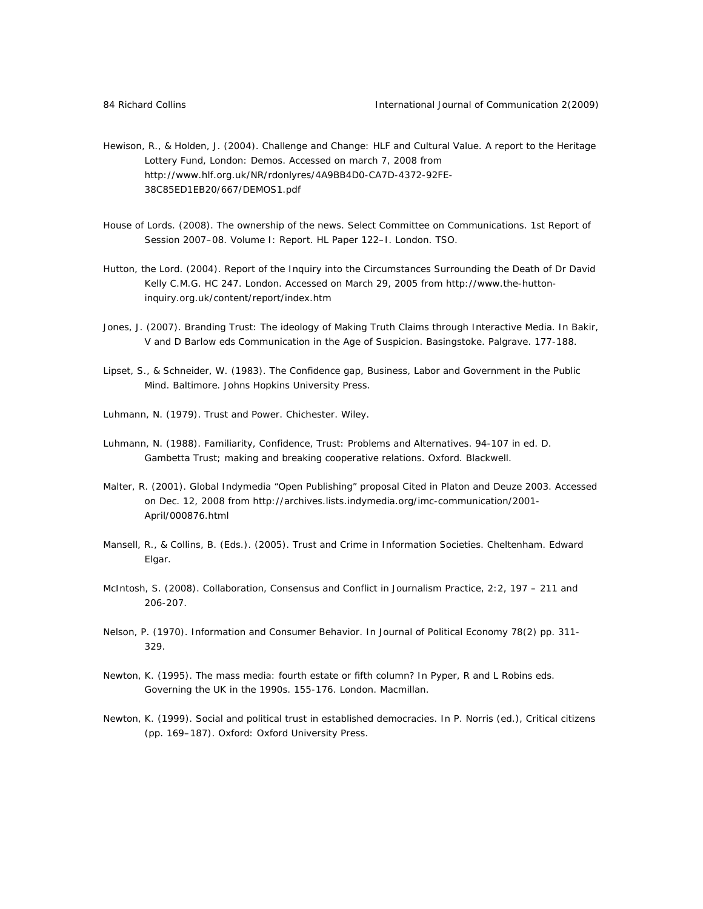Hewison, R., & Holden, J. (2004). Challenge and Change: HLF and Cultural Value. A report to the Heritage Lottery Fund, London: Demos. Accessed on march 7, 2008 from http://www.hlf.org.uk/NR/rdonlyres/4A9BB4D0-CA7D-4372-92FE-38C85ED1EB20/667/DEMOS1.pdf

House of Lords. (2008). The ownership of the news. Select Committee on Communications. 1st Report of Session 2007–08. Volume I: Report. HL Paper 122–I. London. TSO.

Hutton, the Lord. (2004). Report of the Inquiry into the Circumstances Surrounding the Death of Dr David Kelly C.M.G. HC 247. London. Accessed on March 29, 2005 from http://www.the-hutton-inquiry.org.uk/content/report/index.htm

Jones, J. (2007). Branding Trust: The ideology of Making Truth Claims through Interactive Media. In Bakir, V and D Barlow eds Communication in the Age of Suspicion. Basingstoke. Palgrave. 177-188.

Lipset, S., & Schneider, W. (1983). The Confidence gap, Business, Labor and Government in the Public Mind. Baltimore. Johns Hopkins University Press.

Luhmann, N. (1979). Trust and Power. Chichester. Wiley.

Luhmann, N. (1988). Familiarity, Confidence, Trust: Problems and Alternatives. 94-107 in ed. D. Gambetta Trust; making and breaking cooperative relations. Oxford. Blackwell.

Malter, R. (2001). Global Indymedia "Open Publishing" proposal Cited in Platon and Deuze 2003. Accessed on Dec. 12, 2008 from http://archives.lists.indymedia.org/imc-communication/2001-April/000876.html

Mansell, R., & Collins, B. (Eds.). (2005). Trust and Crime in Information Societies. Cheltenham. Edward Elgar.

McIntosh, S. (2008). Collaboration, Consensus and Conflict in Journalism Practice, 2:2, 197 – 211 and 206-207.

Nelson, P. (1970). Information and Consumer Behavior. In Journal of Political Economy 78(2) pp. 311-329.

Newton, K. (1995). The mass media: fourth estate or fifth column? In Pyper, R and L Robins eds. Governing the UK in the 1990s. 155-176. London. Macmillan.

Newton, K. (1999). Social and political trust in established democracies. In P. Norris (ed.), Critical citizens (pp. 169–187). Oxford: Oxford University Press.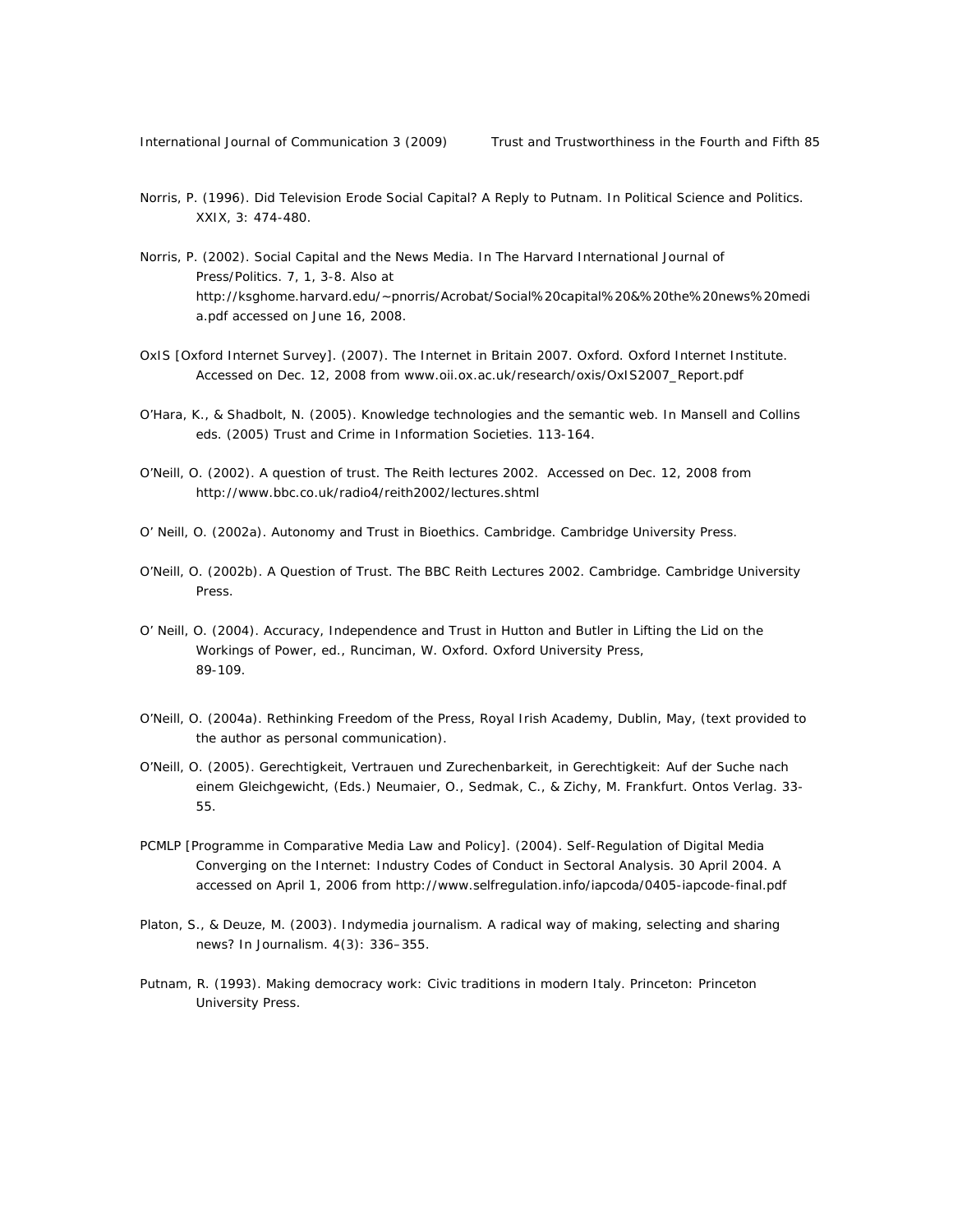Norris, P. (1996). Did Television Erode Social Capital? A Reply to Putnam. In Political Science and Politics. XXIX, 3: 474-480.

Norris, P. (2002). Social Capital and the News Media. In The Harvard International Journal of Press/Politics. 7, 1, 3-8. Also at http://ksghome.harvard.edu/~pnorris/Acrobat/Social%20capital%20&%20the%20news%20media.pdf accessed on June 16, 2008.

OxIS [Oxford Internet Survey]. (2007). The Internet in Britain 2007. Oxford. Oxford Internet Institute. Accessed on Dec. 12, 2008 from www.oii.ox.ac.uk/research/oxis/OxIS2007_Report.pdf

O'Hara, K., & Shadbolt, N. (2005). Knowledge technologies and the semantic web. In Mansell and Collins eds. (2005) Trust and Crime in Information Societies. 113-164.

O'Neill, O. (2002). A question of trust. The Reith lectures 2002. Accessed on Dec. 12, 2008 from http://www.bbc.co.uk/radio4/reith2002/lectures.shtml

O' Neill, O. (2002a). Autonomy and Trust in Bioethics. Cambridge. Cambridge University Press.

O'Neill, O. (2002b). A Question of Trust. The BBC Reith Lectures 2002. Cambridge. Cambridge University Press.

O' Neill, O. (2004). Accuracy, Independence and Trust in Hutton and Butler in Lifting the Lid on the Workings of Power, ed., Runciman, W. Oxford. Oxford University Press, 89-109.

O'Neill, O. (2004a). Rethinking Freedom of the Press, Royal Irish Academy, Dublin, May, (text provided to the author as personal communication).

O'Neill, O. (2005). Gerechtigkeit, Vertrauen und Zurechenbarkeit, in Gerechtigkeit: Auf der Suche nach einem Gleichgewicht, (Eds.) Neumaier, O., Sedmak, C., & Zichy, M. Frankfurt. Ontos Verlag. 33-55.

PCMLP [Programme in Comparative Media Law and Policy]. (2004). Self-Regulation of Digital Media Converging on the Internet: Industry Codes of Conduct in Sectoral Analysis. 30 April 2004. A accessed on April 1, 2006 from http://www.selfregulation.info/iapcoda/0405-iapcode-final.pdf

Platon, S., & Deuze, M. (2003). Indymedia journalism. A radical way of making, selecting and sharing news? In Journalism. 4(3): 336–355.

Putnam, R. (1993). Making democracy work: Civic traditions in modern Italy. Princeton: Princeton University Press.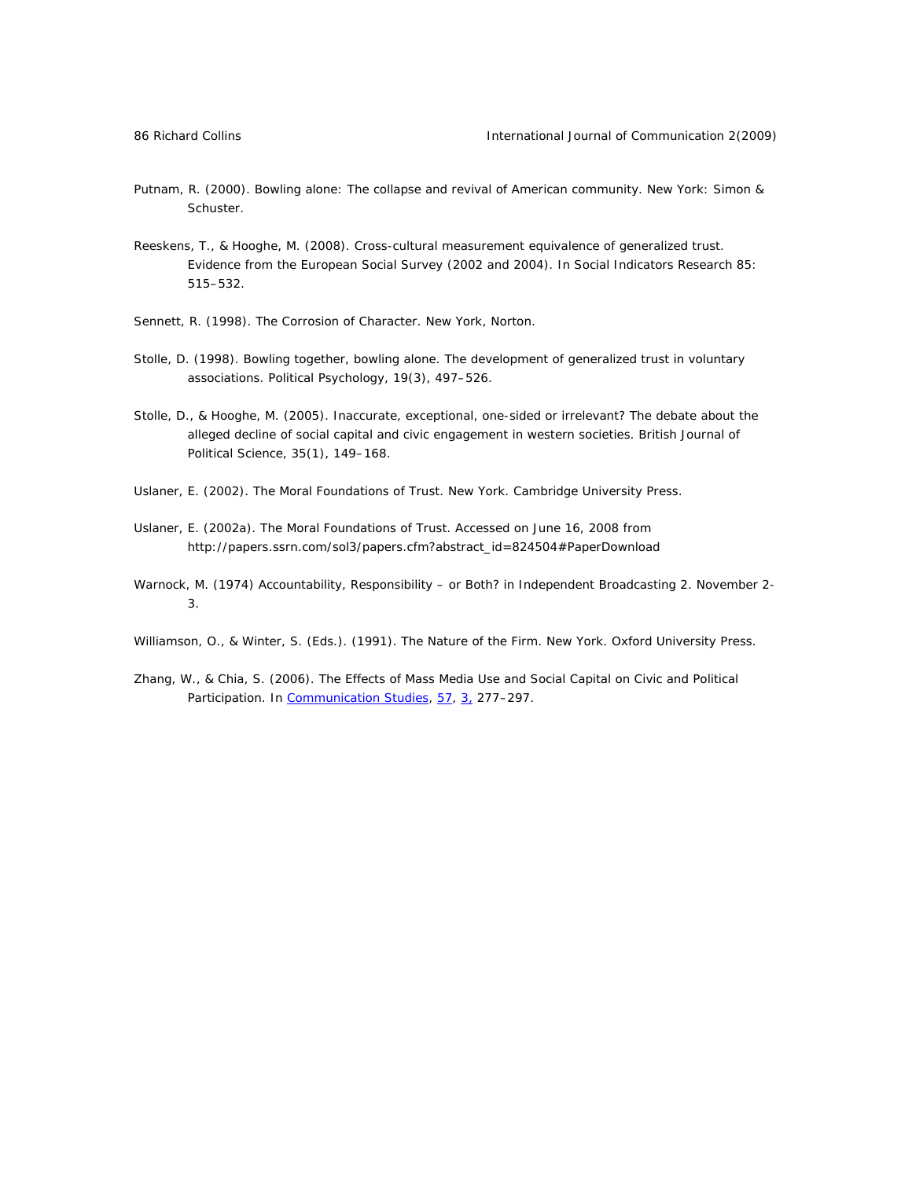Putnam, R. (2000). Bowling alone: The collapse and revival of American community. New York: Simon & Schuster.

Reeskens, T., & Hooghe, M. (2008). Cross-cultural measurement equivalence of generalized trust. Evidence from the European Social Survey (2002 and 2004). In Social Indicators Research 85: 515–532.

Sennett, R. (1998). The Corrosion of Character. New York, Norton.

Stolle, D. (1998). Bowling together, bowling alone. The development of generalized trust in voluntary associations. Political Psychology, 19(3), 497–526.

Stolle, D., & Hooghe, M. (2005). Inaccurate, exceptional, one-sided or irrelevant? The debate about the alleged decline of social capital and civic engagement in western societies. British Journal of Political Science, 35(1), 149–168.

Uslaner, E. (2002). The Moral Foundations of Trust. New York. Cambridge University Press.

Uslaner, E. (2002a). The Moral Foundations of Trust. Accessed on June 16, 2008 from http://papers.ssrn.com/sol3/papers.cfm?abstract_id=824504#PaperDownload

Warnock, M. (1974) Accountability, Responsibility – or Both? in Independent Broadcasting 2. November 2-3.

Williamson, O., & Winter, S. (Eds.). (1991). The Nature of the Firm. New York. Oxford University Press.

Zhang, W., & Chia, S. (2006). The Effects of Mass Media Use and Social Capital on Civic and Political Participation. In Communication Studies, 57, 3, 277–297.